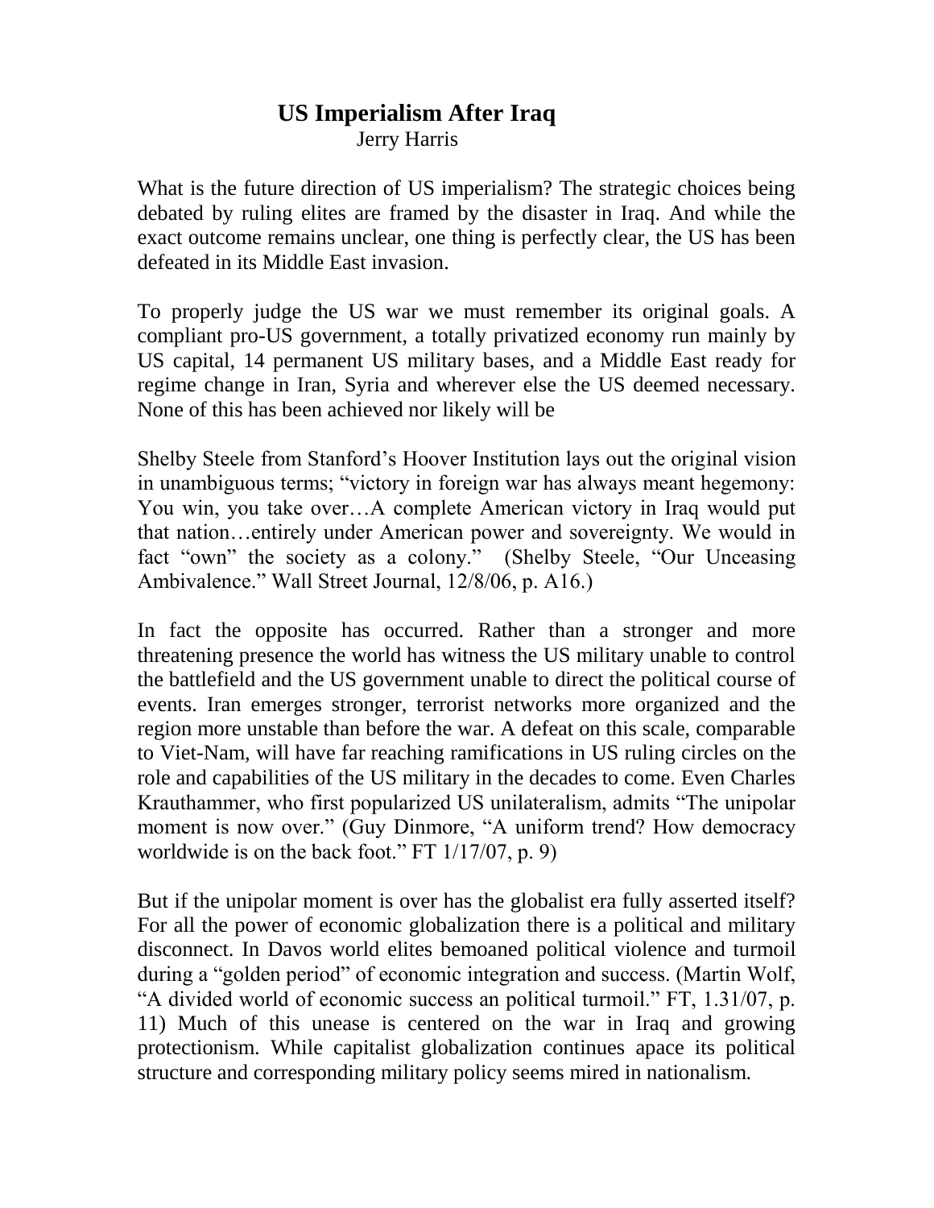# US Imperialism After Iraq

Jerry Harris

What is the future direction of US imperialism? The strategic choices being debated by ruling elites are framed by the disaster in Iraq. And while the exact outcome remains unclear, one thing is perfectly clear, the US has been defeated in its Middle East invasion.

To properly judge the US war we must remember its original goals. A compliant pro-US government, a totally privatized economy run mainly by US capital, 14 permanent US military bases, and a Middle East ready for regime change in Iran, Syria and wherever else the US deemed necessary. None of this has been achieved nor likely will be

Shelby Steele from Stanford's Hoover Institution lays out the original vision in unambiguous terms; "victory in foreign war has always meant hegemony: You win, you take over…A complete American victory in Iraq would put that nation…entirely under American power and sovereignty. We would in fact "own" the society as a colony." (Shelby Steele, "Our Unceasing Ambivalence." Wall Street Journal, 12/8/06, p. A16.)

In fact the opposite has occurred. Rather than a stronger and more threatening presence the world has witness the US military unable to control the battlefield and the US government unable to direct the political course of events. Iran emerges stronger, terrorist networks more organized and the region more unstable than before the war. A defeat on this scale, comparable to Viet-Nam, will have far reaching ramifications in US ruling circles on the role and capabilities of the US military in the decades to come. Even Charles Krauthammer, who first popularized US unilateralism, admits "The unipolar moment is now over." (Guy Dinmore, "A uniform trend? How democracy worldwide is on the back foot." FT 1/17/07, p. 9)

But if the unipolar moment is over has the globalist era fully asserted itself? For all the power of economic globalization there is a political and military disconnect. In Davos world elites bemoaned political violence and turmoil during a "golden period" of economic integration and success. (Martin Wolf, "A divided world of economic success an political turmoil." FT, 1.31/07, p. 11) Much of this unease is centered on the war in Iraq and growing protectionism. While capitalist globalization continues apace its political structure and corresponding military policy seems mired in nationalism.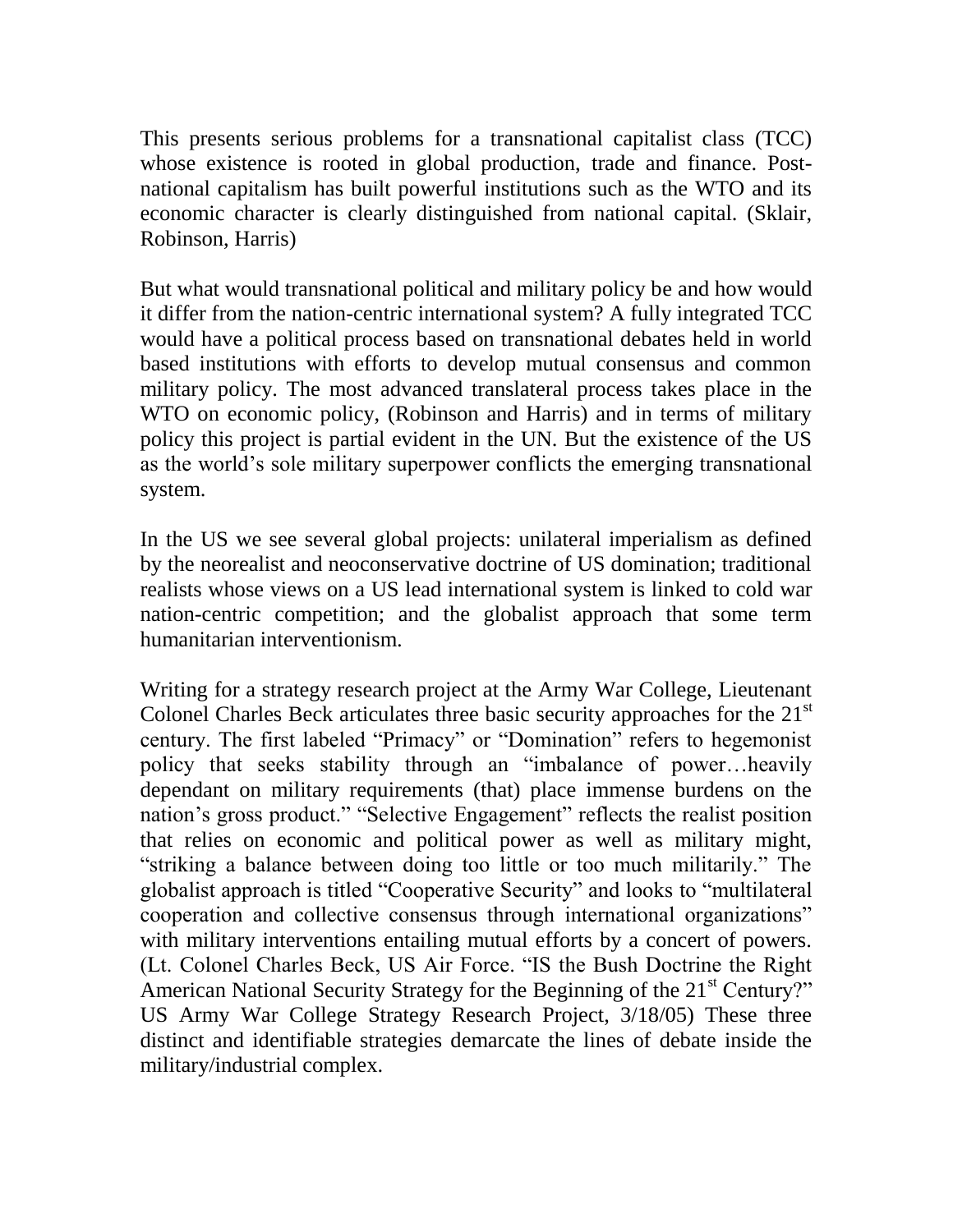This presents serious problems for a transnational capitalist class (TCC) whose existence is rooted in global production, trade and finance. Post-national capitalism has built powerful institutions such as the WTO and its economic character is clearly distinguished from national capital. (Sklair, Robinson, Harris)

But what would transnational political and military policy be and how would it differ from the nation-centric international system? A fully integrated TCC would have a political process based on transnational debates held in world based institutions with efforts to develop mutual consensus and common military policy. The most advanced translateral process takes place in the WTO on economic policy, (Robinson and Harris) and in terms of military policy this project is partial evident in the UN. But the existence of the US as the world's sole military superpower conflicts the emerging transnational system.

In the US we see several global projects: unilateral imperialism as defined by the neorealist and neoconservative doctrine of US domination; traditional realists whose views on a US lead international system is linked to cold war nation-centric competition; and the globalist approach that some term humanitarian interventionism.

Writing for a strategy research project at the Army War College, Lieutenant Colonel Charles Beck articulates three basic security approaches for the 21st century. The first labeled "Primacy" or "Domination" refers to hegemonist policy that seeks stability through an "imbalance of power…heavily dependant on military requirements (that) place immense burdens on the nation's gross product." "Selective Engagement" reflects the realist position that relies on economic and political power as well as military might, "striking a balance between doing too little or too much militarily." The globalist approach is titled "Cooperative Security" and looks to "multilateral cooperation and collective consensus through international organizations" with military interventions entailing mutual efforts by a concert of powers. (Lt. Colonel Charles Beck, US Air Force. "IS the Bush Doctrine the Right American National Security Strategy for the Beginning of the 21st Century?" US Army War College Strategy Research Project, 3/18/05) These three distinct and identifiable strategies demarcate the lines of debate inside the military/industrial complex.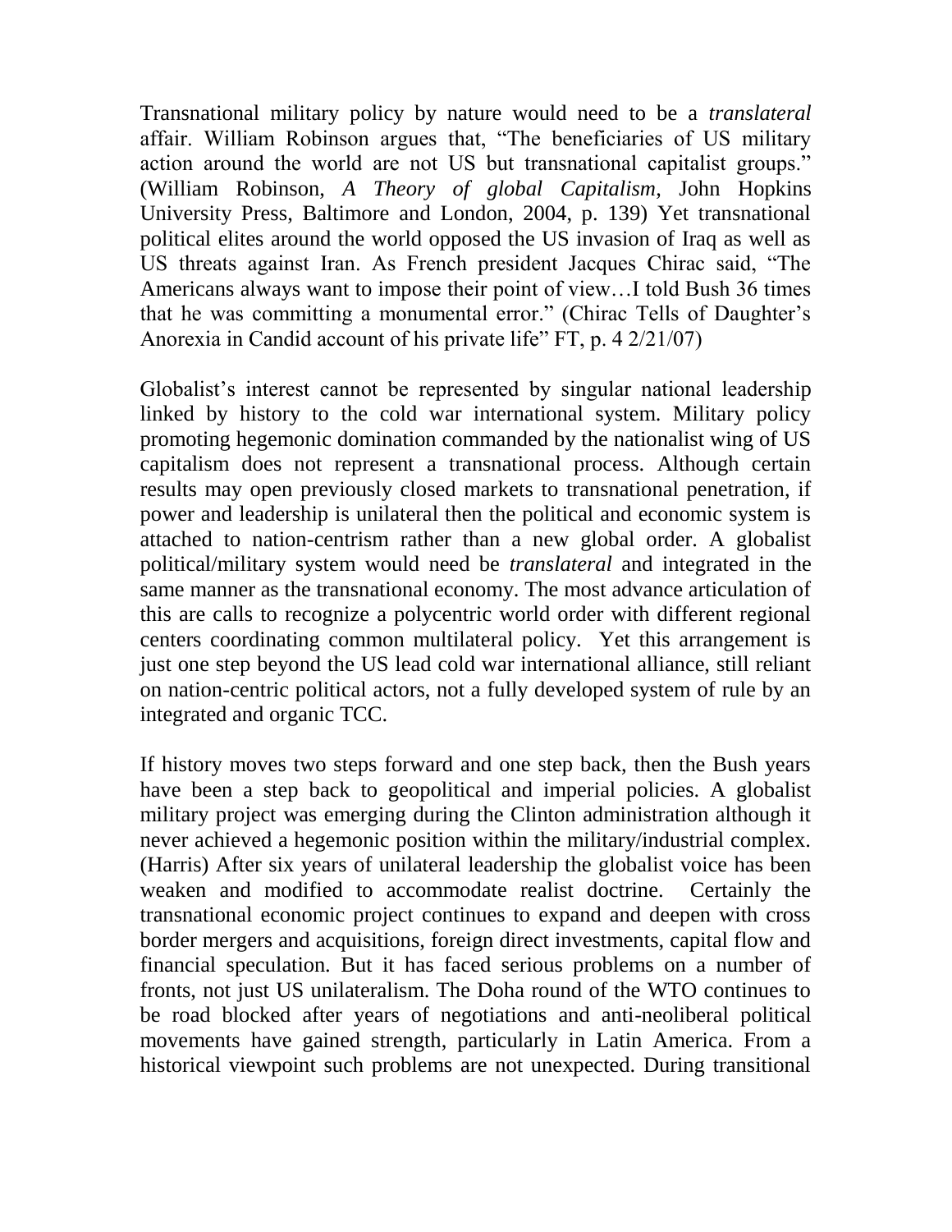Transnational military policy by nature would need to be a *translateral* affair. William Robinson argues that, "The beneficiaries of US military action around the world are not US but transnational capitalist groups." (William Robinson, *A Theory of global Capitalism*, John Hopkins University Press, Baltimore and London, 2004, p. 139) Yet transnational political elites around the world opposed the US invasion of Iraq as well as US threats against Iran. As French president Jacques Chirac said, "The Americans always want to impose their point of view…I told Bush 36 times that he was committing a monumental error." (Chirac Tells of Daughter's Anorexia in Candid account of his private life" FT, p. 4 2/21/07)

Globalist's interest cannot be represented by singular national leadership linked by history to the cold war international system. Military policy promoting hegemonic domination commanded by the nationalist wing of US capitalism does not represent a transnational process. Although certain results may open previously closed markets to transnational penetration, if power and leadership is unilateral then the political and economic system is attached to nation-centrism rather than a new global order. A globalist political/military system would need be *translateral* and integrated in the same manner as the transnational economy. The most advance articulation of this are calls to recognize a polycentric world order with different regional centers coordinating common multilateral policy. Yet this arrangement is just one step beyond the US lead cold war international alliance, still reliant on nation-centric political actors, not a fully developed system of rule by an integrated and organic TCC.

If history moves two steps forward and one step back, then the Bush years have been a step back to geopolitical and imperial policies. A globalist military project was emerging during the Clinton administration although it never achieved a hegemonic position within the military/industrial complex. (Harris) After six years of unilateral leadership the globalist voice has been weaken and modified to accommodate realist doctrine. Certainly the transnational economic project continues to expand and deepen with cross border mergers and acquisitions, foreign direct investments, capital flow and financial speculation. But it has faced serious problems on a number of fronts, not just US unilateralism. The Doha round of the WTO continues to be road blocked after years of negotiations and anti-neoliberal political movements have gained strength, particularly in Latin America. From a historical viewpoint such problems are not unexpected. During transitional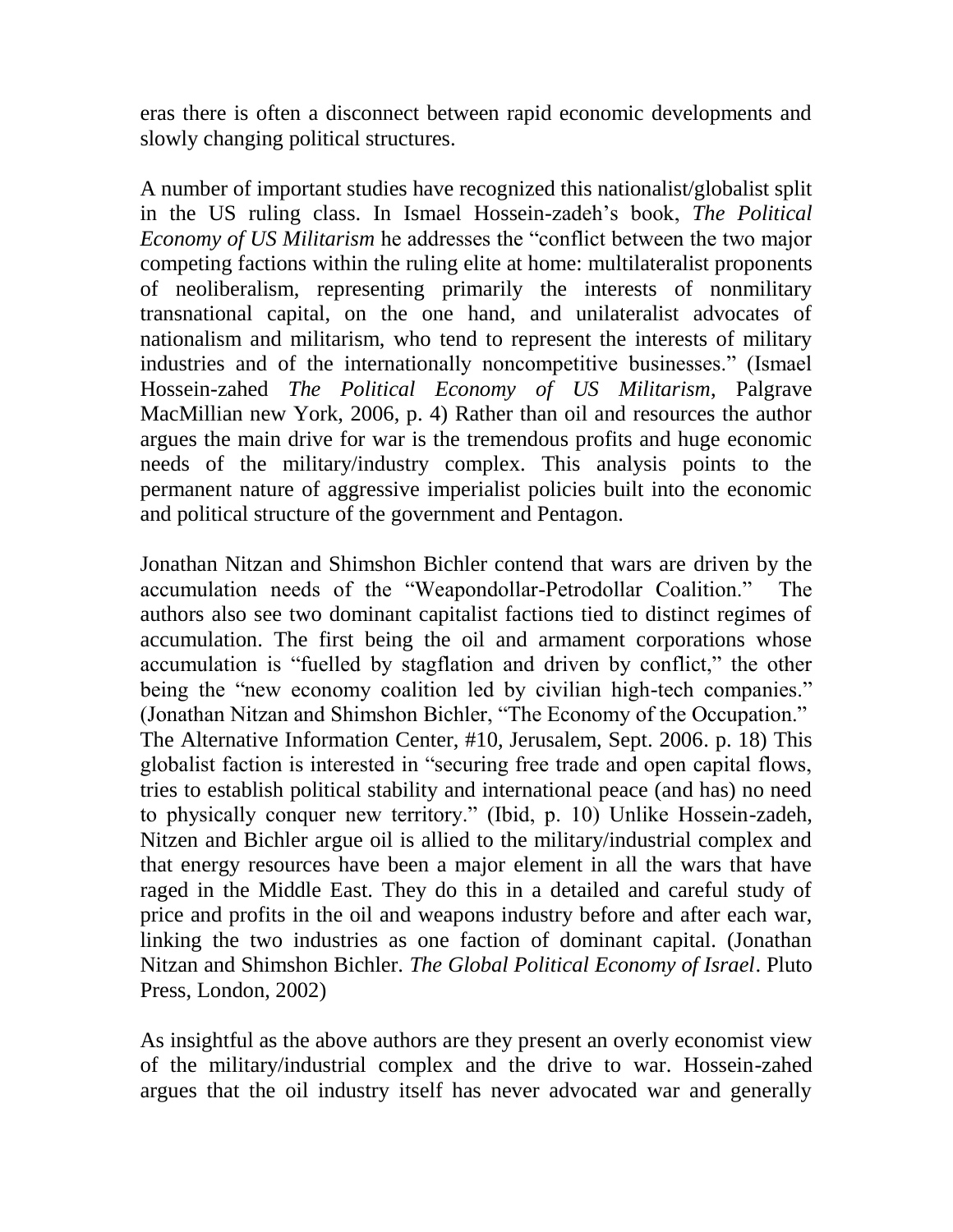eras there is often a disconnect between rapid economic developments and slowly changing political structures.

A number of important studies have recognized this nationalist/globalist split in the US ruling class. In Ismael Hossein-zadeh's book, *The Political Economy of US Militarism* he addresses the "conflict between the two major competing factions within the ruling elite at home: multilateralist proponents of neoliberalism, representing primarily the interests of nonmilitary transnational capital, on the one hand, and unilateralist advocates of nationalism and militarism, who tend to represent the interests of military industries and of the internationally noncompetitive businesses." (Ismael Hossein-zahed *The Political Economy of US Militarism*, Palgrave MacMillian new York, 2006, p. 4) Rather than oil and resources the author argues the main drive for war is the tremendous profits and huge economic needs of the military/industry complex. This analysis points to the permanent nature of aggressive imperialist policies built into the economic and political structure of the government and Pentagon.

Jonathan Nitzan and Shimshon Bichler contend that wars are driven by the accumulation needs of the "Weapondollar-Petrodollar Coalition." The authors also see two dominant capitalist factions tied to distinct regimes of accumulation. The first being the oil and armament corporations whose accumulation is "fuelled by stagflation and driven by conflict," the other being the "new economy coalition led by civilian high-tech companies." (Jonathan Nitzan and Shimshon Bichler, "The Economy of the Occupation." The Alternative Information Center, #10, Jerusalem, Sept. 2006. p. 18) This globalist faction is interested in "securing free trade and open capital flows, tries to establish political stability and international peace (and has) no need to physically conquer new territory." (Ibid, p. 10) Unlike Hossein-zadeh, Nitzen and Bichler argue oil is allied to the military/industrial complex and that energy resources have been a major element in all the wars that have raged in the Middle East. They do this in a detailed and careful study of price and profits in the oil and weapons industry before and after each war, linking the two industries as one faction of dominant capital. (Jonathan Nitzan and Shimshon Bichler. *The Global Political Economy of Israel*. Pluto Press, London, 2002)

As insightful as the above authors are they present an overly economist view of the military/industrial complex and the drive to war. Hossein-zahed argues that the oil industry itself has never advocated war and generally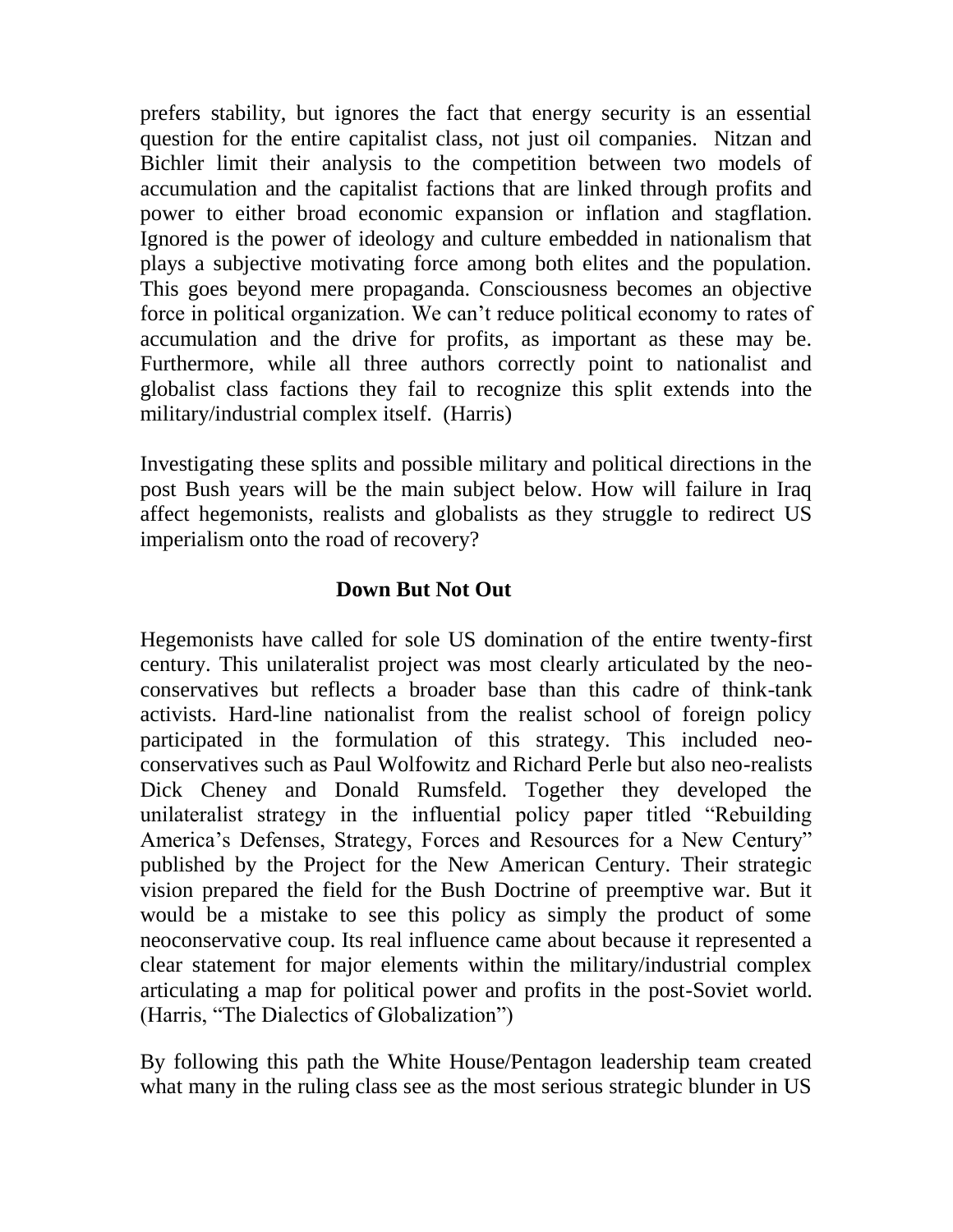prefers stability, but ignores the fact that energy security is an essential question for the entire capitalist class, not just oil companies. Nitzan and Bichler limit their analysis to the competition between two models of accumulation and the capitalist factions that are linked through profits and power to either broad economic expansion or inflation and stagflation. Ignored is the power of ideology and culture embedded in nationalism that plays a subjective motivating force among both elites and the population. This goes beyond mere propaganda. Consciousness becomes an objective force in political organization. We can't reduce political economy to rates of accumulation and the drive for profits, as important as these may be. Furthermore, while all three authors correctly point to nationalist and globalist class factions they fail to recognize this split extends into the military/industrial complex itself. (Harris)

Investigating these splits and possible military and political directions in the post Bush years will be the main subject below. How will failure in Iraq affect hegemonists, realists and globalists as they struggle to redirect US imperialism onto the road of recovery?

## Down But Not Out

Hegemonists have called for sole US domination of the entire twenty-first century. This unilateralist project was most clearly articulated by the neo-conservatives but reflects a broader base than this cadre of think-tank activists. Hard-line nationalist from the realist school of foreign policy participated in the formulation of this strategy. This included neo-conservatives such as Paul Wolfowitz and Richard Perle but also neo-realists Dick Cheney and Donald Rumsfeld. Together they developed the unilateralist strategy in the influential policy paper titled "Rebuilding America's Defenses, Strategy, Forces and Resources for a New Century" published by the Project for the New American Century. Their strategic vision prepared the field for the Bush Doctrine of preemptive war. But it would be a mistake to see this policy as simply the product of some neoconservative coup. Its real influence came about because it represented a clear statement for major elements within the military/industrial complex articulating a map for political power and profits in the post-Soviet world. (Harris, "The Dialectics of Globalization")

By following this path the White House/Pentagon leadership team created what many in the ruling class see as the most serious strategic blunder in US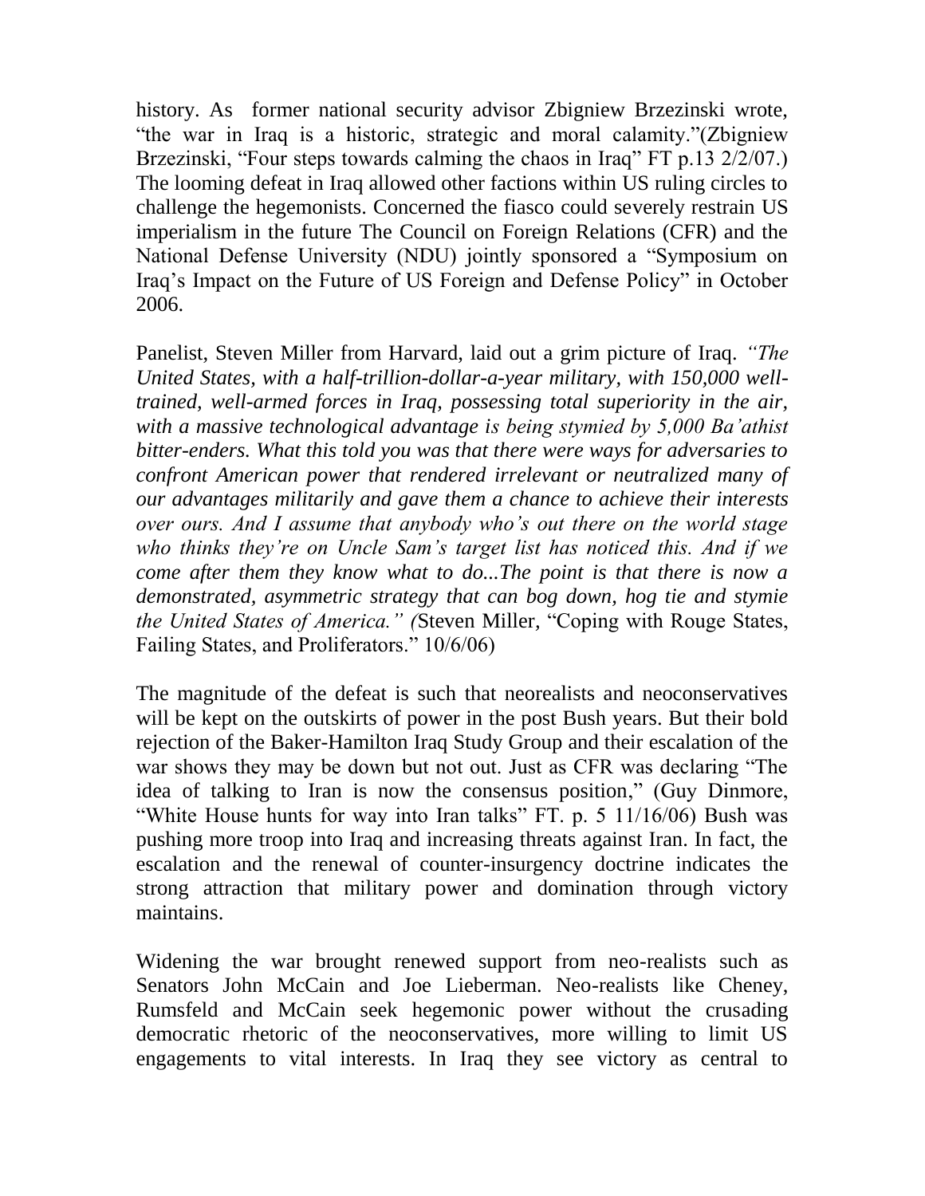history. As former national security advisor Zbigniew Brzezinski wrote, "the war in Iraq is a historic, strategic and moral calamity."(Zbigniew Brzezinski, "Four steps towards calming the chaos in Iraq" FT p.13 2/2/07.) The looming defeat in Iraq allowed other factions within US ruling circles to challenge the hegemonists. Concerned the fiasco could severely restrain US imperialism in the future The Council on Foreign Relations (CFR) and the National Defense University (NDU) jointly sponsored a "Symposium on Iraq's Impact on the Future of US Foreign and Defense Policy" in October 2006.

Panelist, Steven Miller from Harvard, laid out a grim picture of Iraq. *"The United States, with a half-trillion-dollar-a-year military, with 150,000 well-trained, well-armed forces in Iraq, possessing total superiority in the air, with a massive technological advantage is being stymied by 5,000 Ba'athist bitter-enders. What this told you was that there were ways for adversaries to confront American power that rendered irrelevant or neutralized many of our advantages militarily and gave them a chance to achieve their interests over ours. And I assume that anybody who's out there on the world stage who thinks they're on Uncle Sam's target list has noticed this. And if we come after them they know what to do...The point is that there is now a demonstrated, asymmetric strategy that can bog down, hog tie and stymie the United States of America." (*Steven Miller, "Coping with Rouge States, Failing States, and Proliferators." 10/6/06)

The magnitude of the defeat is such that neorealists and neoconservatives will be kept on the outskirts of power in the post Bush years. But their bold rejection of the Baker-Hamilton Iraq Study Group and their escalation of the war shows they may be down but not out. Just as CFR was declaring "The idea of talking to Iran is now the consensus position," (Guy Dinmore, "White House hunts for way into Iran talks" FT. p. 5 11/16/06) Bush was pushing more troop into Iraq and increasing threats against Iran. In fact, the escalation and the renewal of counter-insurgency doctrine indicates the strong attraction that military power and domination through victory maintains.

Widening the war brought renewed support from neo-realists such as Senators John McCain and Joe Lieberman. Neo-realists like Cheney, Rumsfeld and McCain seek hegemonic power without the crusading democratic rhetoric of the neoconservatives, more willing to limit US engagements to vital interests. In Iraq they see victory as central to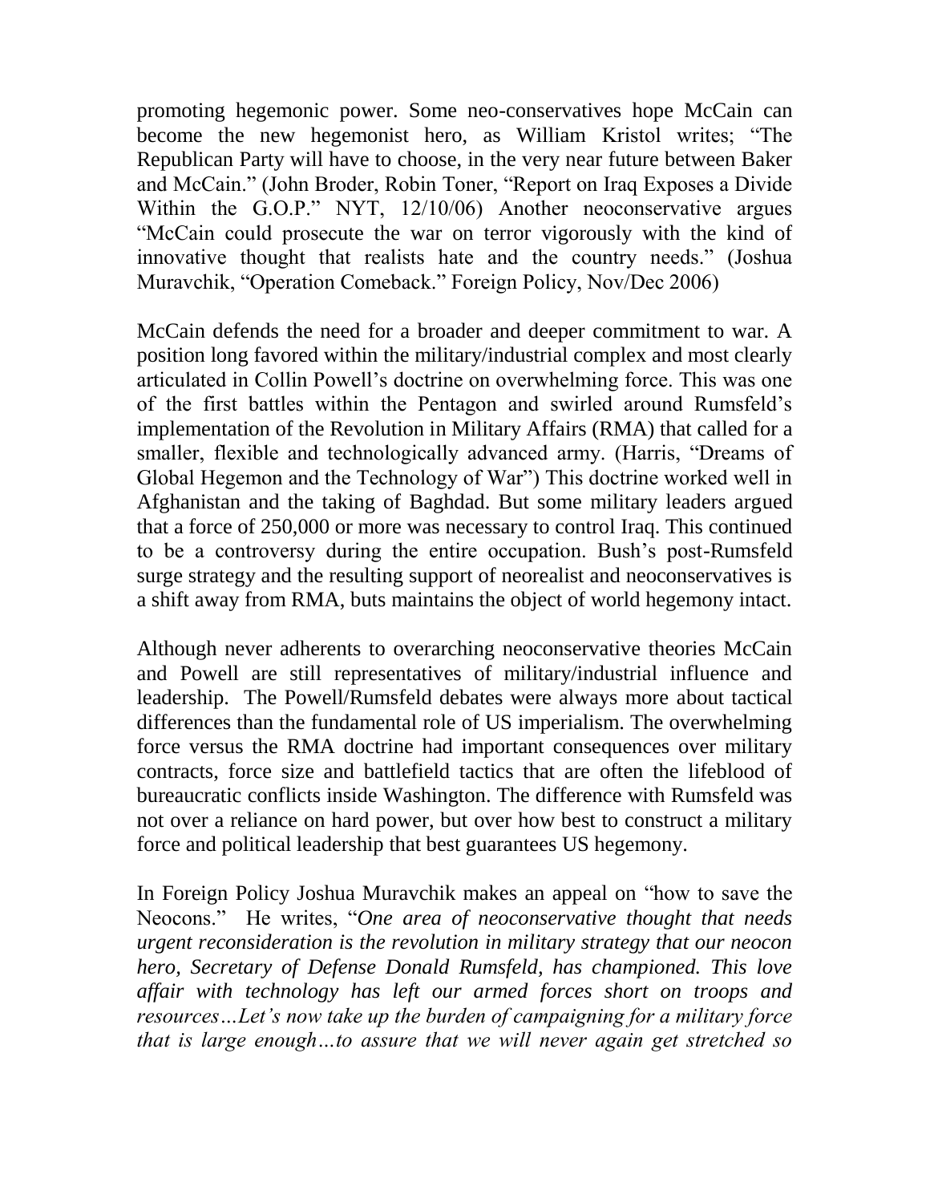promoting hegemonic power. Some neo-conservatives hope McCain can become the new hegemonist hero, as William Kristol writes; "The Republican Party will have to choose, in the very near future between Baker and McCain." (John Broder, Robin Toner, "Report on Iraq Exposes a Divide Within the G.O.P." NYT, 12/10/06) Another neoconservative argues "McCain could prosecute the war on terror vigorously with the kind of innovative thought that realists hate and the country needs." (Joshua Muravchik, "Operation Comeback." Foreign Policy, Nov/Dec 2006)

McCain defends the need for a broader and deeper commitment to war. A position long favored within the military/industrial complex and most clearly articulated in Collin Powell's doctrine on overwhelming force. This was one of the first battles within the Pentagon and swirled around Rumsfeld's implementation of the Revolution in Military Affairs (RMA) that called for a smaller, flexible and technologically advanced army. (Harris, "Dreams of Global Hegemon and the Technology of War") This doctrine worked well in Afghanistan and the taking of Baghdad. But some military leaders argued that a force of 250,000 or more was necessary to control Iraq. This continued to be a controversy during the entire occupation. Bush's post-Rumsfeld surge strategy and the resulting support of neorealist and neoconservatives is a shift away from RMA, buts maintains the object of world hegemony intact.

Although never adherents to overarching neoconservative theories McCain and Powell are still representatives of military/industrial influence and leadership. The Powell/Rumsfeld debates were always more about tactical differences than the fundamental role of US imperialism. The overwhelming force versus the RMA doctrine had important consequences over military contracts, force size and battlefield tactics that are often the lifeblood of bureaucratic conflicts inside Washington. The difference with Rumsfeld was not over a reliance on hard power, but over how best to construct a military force and political leadership that best guarantees US hegemony.

In Foreign Policy Joshua Muravchik makes an appeal on "how to save the Neocons." He writes, "*One area of neoconservative thought that needs urgent reconsideration is the revolution in military strategy that our neocon hero, Secretary of Defense Donald Rumsfeld, has championed. This love affair with technology has left our armed forces short on troops and resources…Let's now take up the burden of campaigning for a military force that is large enough…to assure that we will never again get stretched so*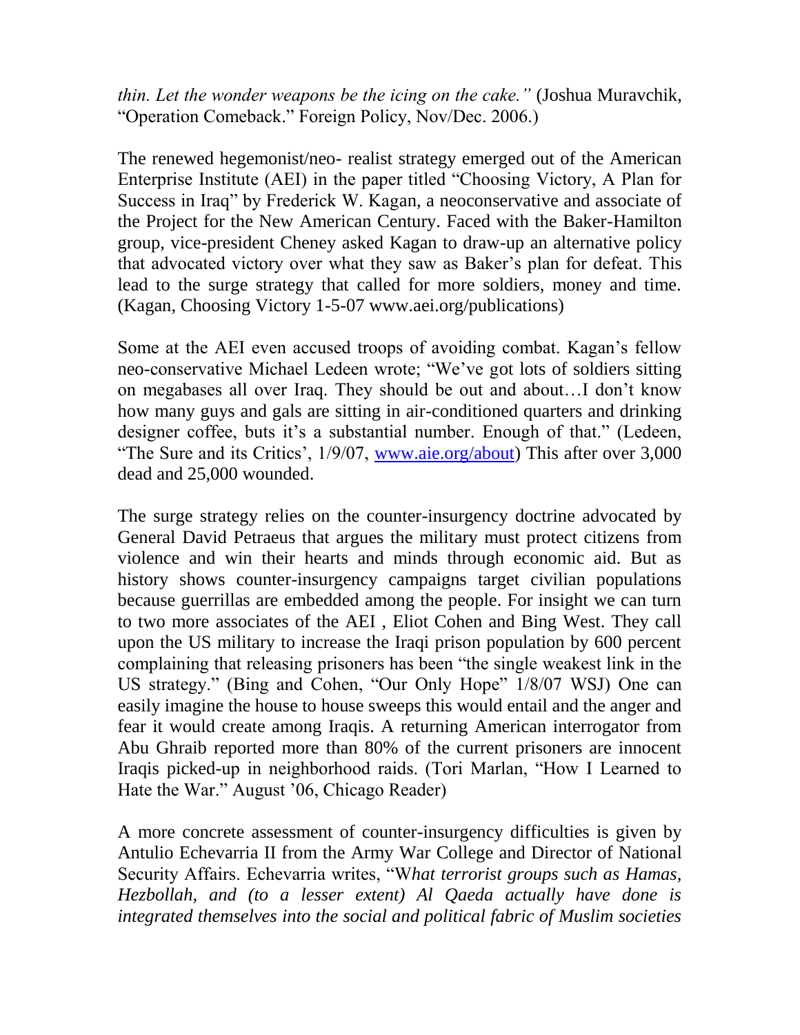*thin. Let the wonder weapons be the icing on the cake."* (Joshua Muravchik, "Operation Comeback." Foreign Policy, Nov/Dec. 2006.)

The renewed hegemonist/neo- realist strategy emerged out of the American Enterprise Institute (AEI) in the paper titled "Choosing Victory, A Plan for Success in Iraq" by Frederick W. Kagan, a neoconservative and associate of the Project for the New American Century. Faced with the Baker-Hamilton group, vice-president Cheney asked Kagan to draw-up an alternative policy that advocated victory over what they saw as Baker's plan for defeat. This lead to the surge strategy that called for more soldiers, money and time. (Kagan, Choosing Victory 1-5-07 www.aei.org/publications)

Some at the AEI even accused troops of avoiding combat. Kagan's fellow neo-conservative Michael Ledeen wrote; "We've got lots of soldiers sitting on megabases all over Iraq. They should be out and about…I don't know how many guys and gals are sitting in air-conditioned quarters and drinking designer coffee, buts it's a substantial number. Enough of that." (Ledeen, "The Sure and its Critics', 1/9/07, [www.aie.org/about](www.aie.org/about)) This after over 3,000 dead and 25,000 wounded.

The surge strategy relies on the counter-insurgency doctrine advocated by General David Petraeus that argues the military must protect citizens from violence and win their hearts and minds through economic aid. But as history shows counter-insurgency campaigns target civilian populations because guerrillas are embedded among the people. For insight we can turn to two more associates of the AEI , Eliot Cohen and Bing West. They call upon the US military to increase the Iraqi prison population by 600 percent complaining that releasing prisoners has been "the single weakest link in the US strategy." (Bing and Cohen, "Our Only Hope" 1/8/07 WSJ) One can easily imagine the house to house sweeps this would entail and the anger and fear it would create among Iraqis. A returning American interrogator from Abu Ghraib reported more than 80% of the current prisoners are innocent Iraqis picked-up in neighborhood raids. (Tori Marlan, "How I Learned to Hate the War." August '06, Chicago Reader)

A more concrete assessment of counter-insurgency difficulties is given by Antulio Echevarria II from the Army War College and Director of National Security Affairs. Echevarria writes, "W*hat terrorist groups such as Hamas, Hezbollah, and (to a lesser extent) Al Qaeda actually have done is integrated themselves into the social and political fabric of Muslim societies*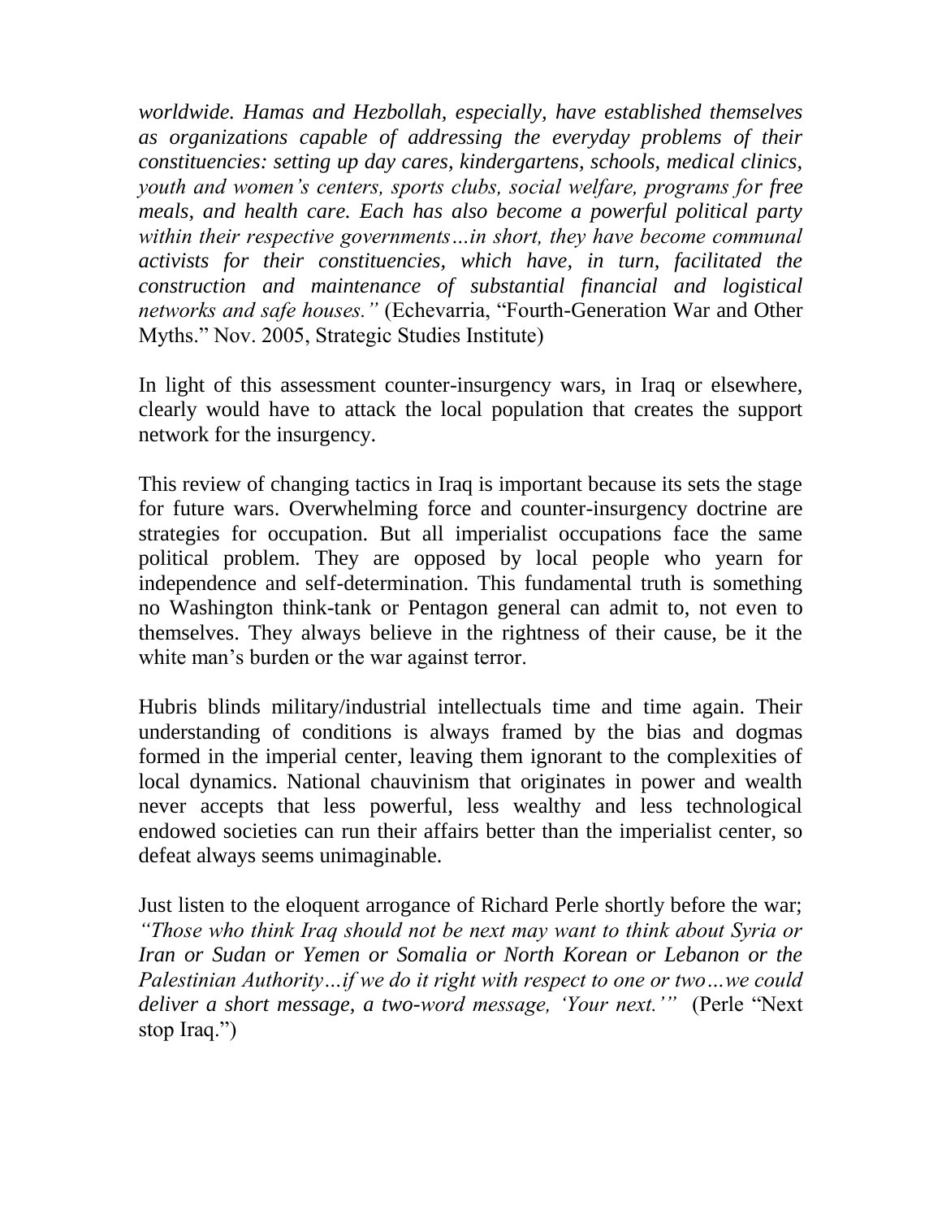*worldwide. Hamas and Hezbollah, especially, have established themselves as organizations capable of addressing the everyday problems of their constituencies: setting up day cares, kindergartens, schools, medical clinics, youth and women's centers, sports clubs, social welfare, programs for free meals, and health care. Each has also become a powerful political party within their respective governments…in short, they have become communal activists for their constituencies, which have, in turn, facilitated the construction and maintenance of substantial financial and logistical networks and safe houses."* (Echevarria, "Fourth-Generation War and Other Myths." Nov. 2005, Strategic Studies Institute)

In light of this assessment counter-insurgency wars, in Iraq or elsewhere, clearly would have to attack the local population that creates the support network for the insurgency.

This review of changing tactics in Iraq is important because its sets the stage for future wars. Overwhelming force and counter-insurgency doctrine are strategies for occupation. But all imperialist occupations face the same political problem. They are opposed by local people who yearn for independence and self-determination. This fundamental truth is something no Washington think-tank or Pentagon general can admit to, not even to themselves. They always believe in the rightness of their cause, be it the white man's burden or the war against terror.

Hubris blinds military/industrial intellectuals time and time again. Their understanding of conditions is always framed by the bias and dogmas formed in the imperial center, leaving them ignorant to the complexities of local dynamics. National chauvinism that originates in power and wealth never accepts that less powerful, less wealthy and less technological endowed societies can run their affairs better than the imperialist center, so defeat always seems unimaginable.

Just listen to the eloquent arrogance of Richard Perle shortly before the war; *"Those who think Iraq should not be next may want to think about Syria or Iran or Sudan or Yemen or Somalia or North Korean or Lebanon or the Palestinian Authority…if we do it right with respect to one or two…we could deliver a short message, a two-word message, 'Your next.'"* (Perle "Next stop Iraq.")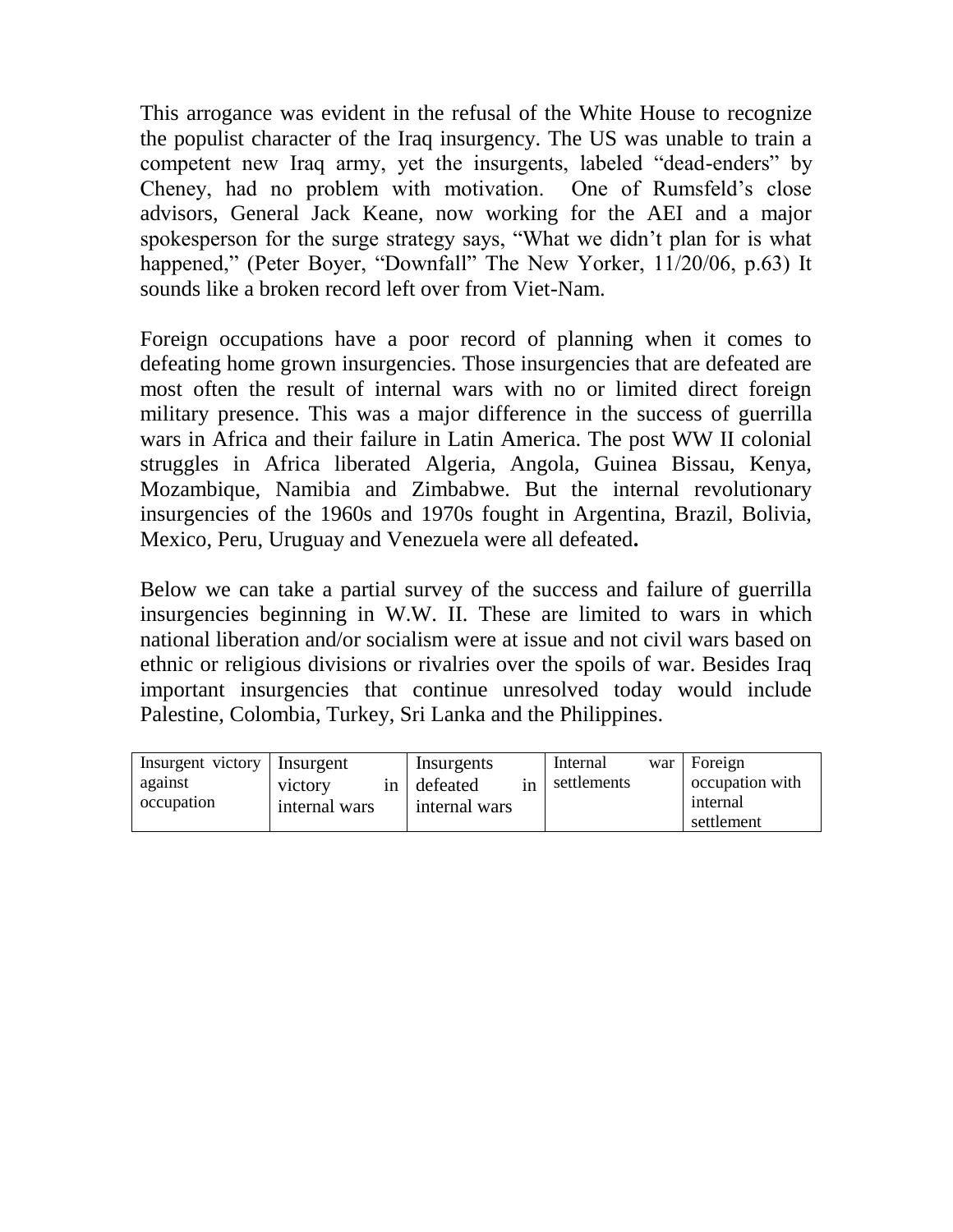This arrogance was evident in the refusal of the White House to recognize the populist character of the Iraq insurgency. The US was unable to train a competent new Iraq army, yet the insurgents, labeled "dead-enders" by Cheney, had no problem with motivation. One of Rumsfeld's close advisors, General Jack Keane, now working for the AEI and a major spokesperson for the surge strategy says, "What we didn't plan for is what happened," (Peter Boyer, "Downfall" The New Yorker, 11/20/06, p.63) It sounds like a broken record left over from Viet-Nam.

Foreign occupations have a poor record of planning when it comes to defeating home grown insurgencies. Those insurgencies that are defeated are most often the result of internal wars with no or limited direct foreign military presence. This was a major difference in the success of guerrilla wars in Africa and their failure in Latin America. The post WW II colonial struggles in Africa liberated Algeria, Angola, Guinea Bissau, Kenya, Mozambique, Namibia and Zimbabwe. But the internal revolutionary insurgencies of the 1960s and 1970s fought in Argentina, Brazil, Bolivia, Mexico, Peru, Uruguay and Venezuela were all defeated**.**

Below we can take a partial survey of the success and failure of guerrilla insurgencies beginning in W.W. II. These are limited to wars in which national liberation and/or socialism were at issue and not civil wars based on ethnic or religious divisions or rivalries over the spoils of war. Besides Iraq important insurgencies that continue unresolved today would include Palestine, Colombia, Turkey, Sri Lanka and the Philippines.

| Insurgent victory against occupation | Insurgent victory in internal wars | Insurgents defeated in internal wars | Internal war settlements | Foreign occupation with internal settlement |
|---|---|---|---|---|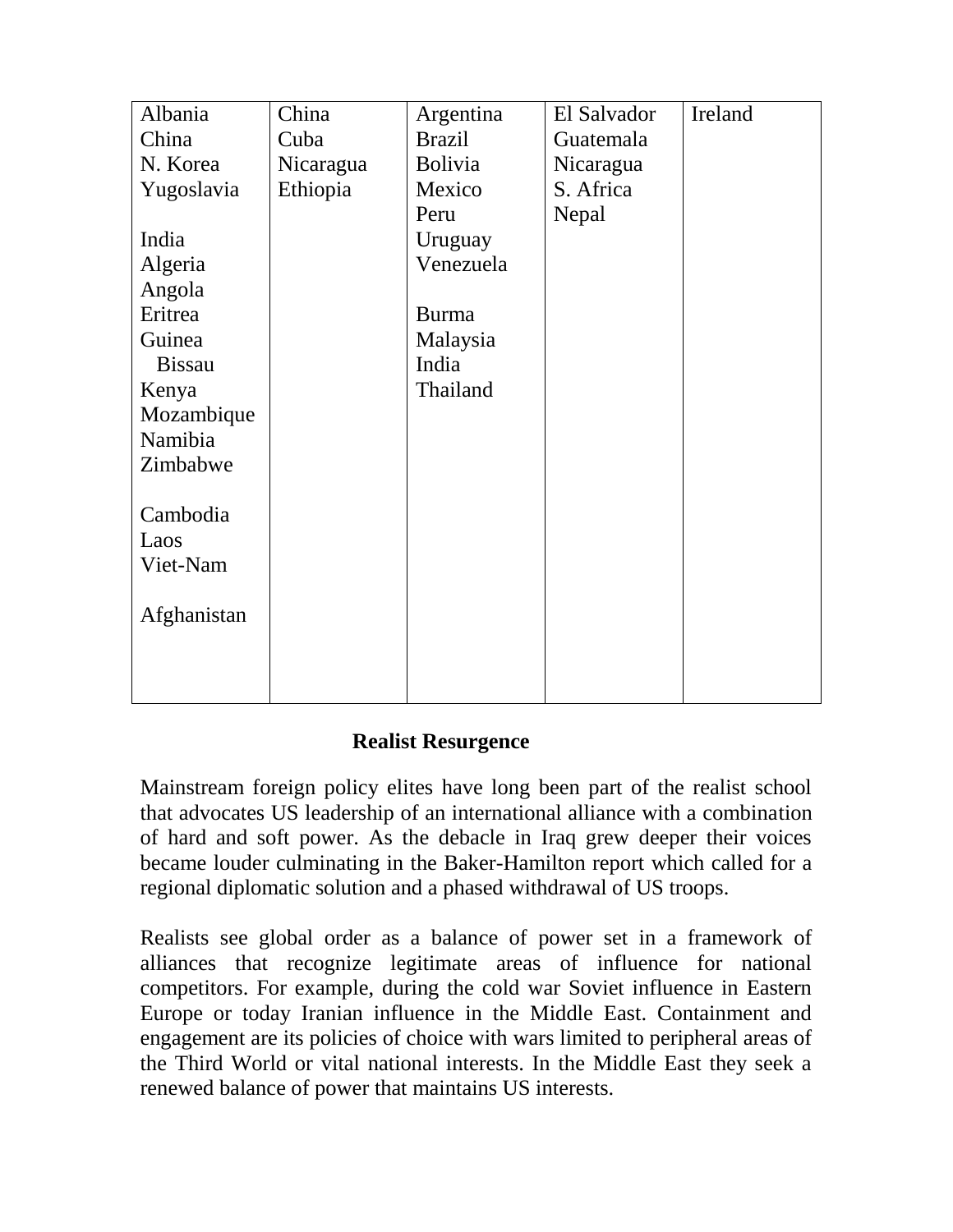| Albania | China | Argentina | El Salvador | Ireland |
|---|---|---|---|---|
| China | Cuba | Brazil | Guatemala | |
| N. Korea | Nicaragua | Bolivia | Nicaragua | |
| Yugoslavia | Ethiopia | Mexico | S. Africa | |
| | | Peru | Nepal | |
| India | | Uruguay | | |
| Algeria | | Venezuela | | |
| Angola | | | | |
| Eritrea | | Burma | | |
| Guinea Bissau | | Malaysia | | |
| Kenya | | India | | |
| Mozambique | | Thailand | | |
| Namibia | | | | |
| Zimbabwe | | | | |
| | | | | |
| Cambodia | | | | |
| Laos | | | | |
| Viet-Nam | | | | |
| | | | | |
| Afghanistan | | | | |

## Realist Resurgence

Mainstream foreign policy elites have long been part of the realist school that advocates US leadership of an international alliance with a combination of hard and soft power. As the debacle in Iraq grew deeper their voices became louder culminating in the Baker-Hamilton report which called for a regional diplomatic solution and a phased withdrawal of US troops.

Realists see global order as a balance of power set in a framework of alliances that recognize legitimate areas of influence for national competitors. For example, during the cold war Soviet influence in Eastern Europe or today Iranian influence in the Middle East. Containment and engagement are its policies of choice with wars limited to peripheral areas of the Third World or vital national interests. In the Middle East they seek a renewed balance of power that maintains US interests.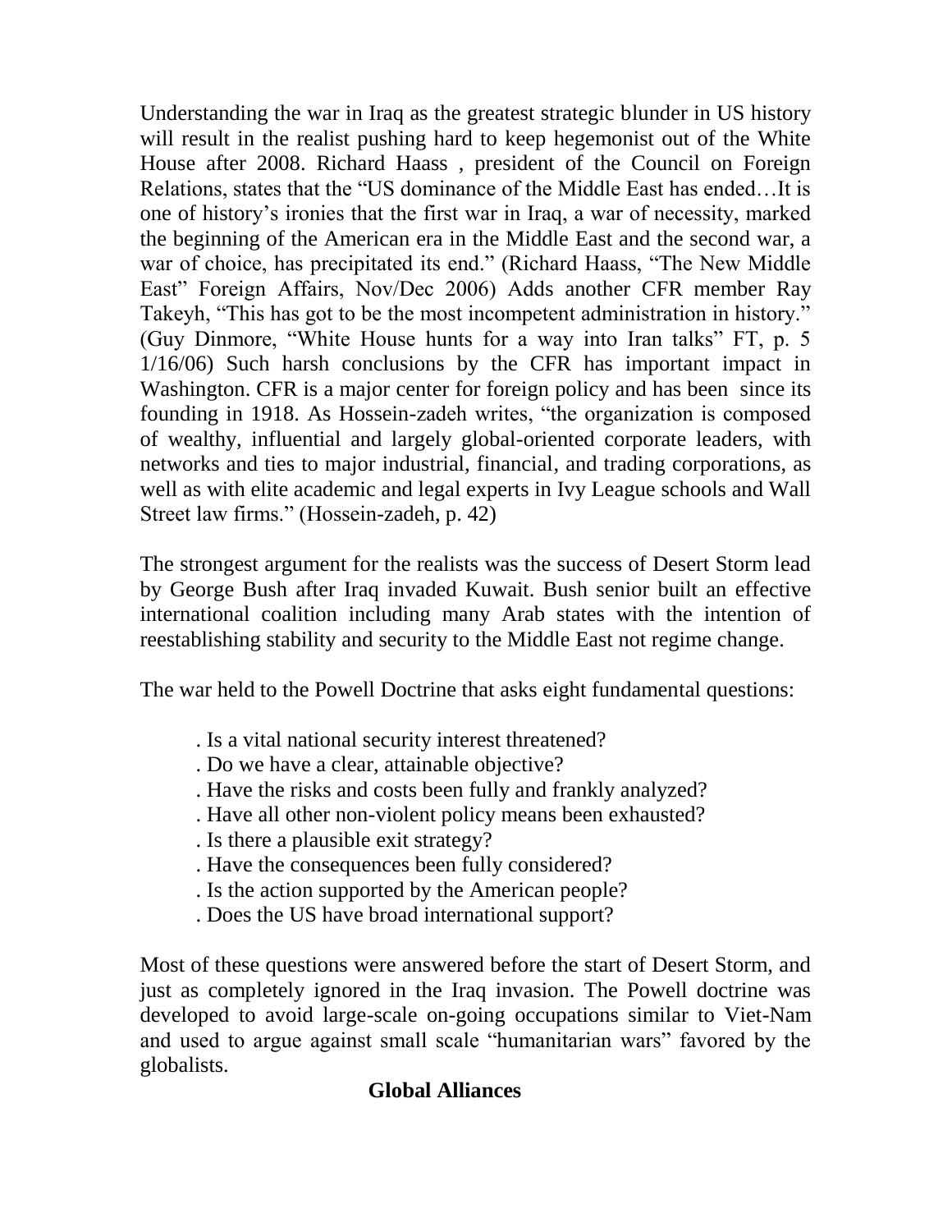Understanding the war in Iraq as the greatest strategic blunder in US history will result in the realist pushing hard to keep hegemonist out of the White House after 2008. Richard Haass , president of the Council on Foreign Relations, states that the "US dominance of the Middle East has ended…It is one of history's ironies that the first war in Iraq, a war of necessity, marked the beginning of the American era in the Middle East and the second war, a war of choice, has precipitated its end." (Richard Haass, "The New Middle East" Foreign Affairs, Nov/Dec 2006) Adds another CFR member Ray Takeyh, "This has got to be the most incompetent administration in history." (Guy Dinmore, "White House hunts for a way into Iran talks" FT, p. 5 1/16/06) Such harsh conclusions by the CFR has important impact in Washington. CFR is a major center for foreign policy and has been since its founding in 1918. As Hossein-zadeh writes, "the organization is composed of wealthy, influential and largely global-oriented corporate leaders, with networks and ties to major industrial, financial, and trading corporations, as well as with elite academic and legal experts in Ivy League schools and Wall Street law firms." (Hossein-zadeh, p. 42)

The strongest argument for the realists was the success of Desert Storm lead by George Bush after Iraq invaded Kuwait. Bush senior built an effective international coalition including many Arab states with the intention of reestablishing stability and security to the Middle East not regime change.

The war held to the Powell Doctrine that asks eight fundamental questions:

- Is a vital national security interest threatened?
- Do we have a clear, attainable objective?
- Have the risks and costs been fully and frankly analyzed?
- Have all other non-violent policy means been exhausted?
- Is there a plausible exit strategy?
- Have the consequences been fully considered?
- Is the action supported by the American people?
- Does the US have broad international support?

Most of these questions were answered before the start of Desert Storm, and just as completely ignored in the Iraq invasion. The Powell doctrine was developed to avoid large-scale on-going occupations similar to Viet-Nam and used to argue against small scale "humanitarian wars" favored by the globalists.

## Global Alliances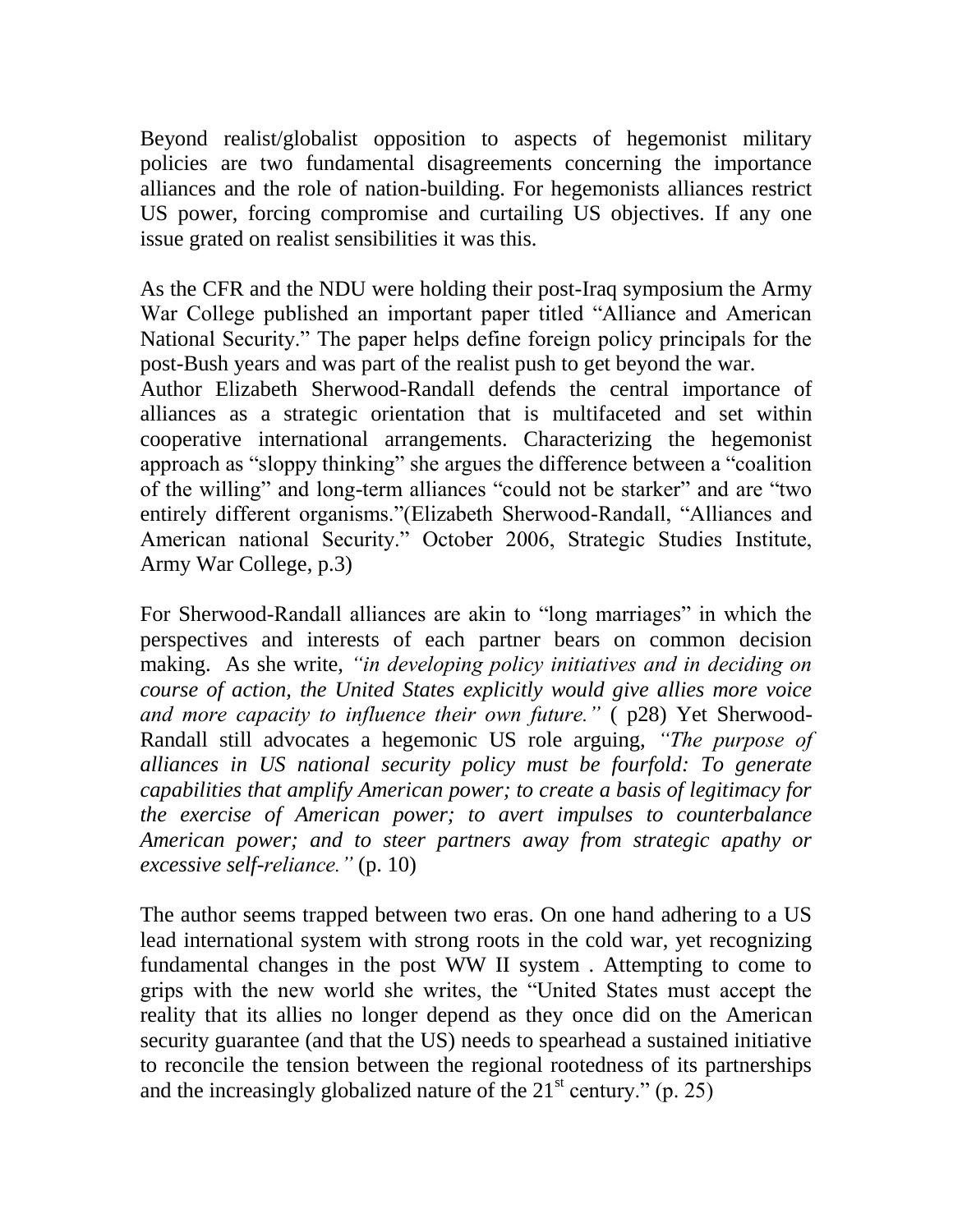Beyond realist/globalist opposition to aspects of hegemonist military policies are two fundamental disagreements concerning the importance alliances and the role of nation-building. For hegemonists alliances restrict US power, forcing compromise and curtailing US objectives. If any one issue grated on realist sensibilities it was this.

As the CFR and the NDU were holding their post-Iraq symposium the Army War College published an important paper titled "Alliance and American National Security." The paper helps define foreign policy principals for the post-Bush years and was part of the realist push to get beyond the war. Author Elizabeth Sherwood-Randall defends the central importance of alliances as a strategic orientation that is multifaceted and set within cooperative international arrangements. Characterizing the hegemonist approach as "sloppy thinking" she argues the difference between a "coalition of the willing" and long-term alliances "could not be starker" and are "two entirely different organisms."(Elizabeth Sherwood-Randall, "Alliances and American national Security." October 2006, Strategic Studies Institute, Army War College, p.3)

For Sherwood-Randall alliances are akin to "long marriages" in which the perspectives and interests of each partner bears on common decision making. As she write, *"in developing policy initiatives and in deciding on course of action, the United States explicitly would give allies more voice and more capacity to influence their own future."* ( p28) Yet Sherwood-Randall still advocates a hegemonic US role arguing, *"The purpose of alliances in US national security policy must be fourfold: To generate capabilities that amplify American power; to create a basis of legitimacy for the exercise of American power; to avert impulses to counterbalance American power; and to steer partners away from strategic apathy or excessive self-reliance."* (p. 10)

The author seems trapped between two eras. On one hand adhering to a US lead international system with strong roots in the cold war, yet recognizing fundamental changes in the post WW II system . Attempting to come to grips with the new world she writes, the "United States must accept the reality that its allies no longer depend as they once did on the American security guarantee (and that the US) needs to spearhead a sustained initiative to reconcile the tension between the regional rootedness of its partnerships and the increasingly globalized nature of the 21st century." (p. 25)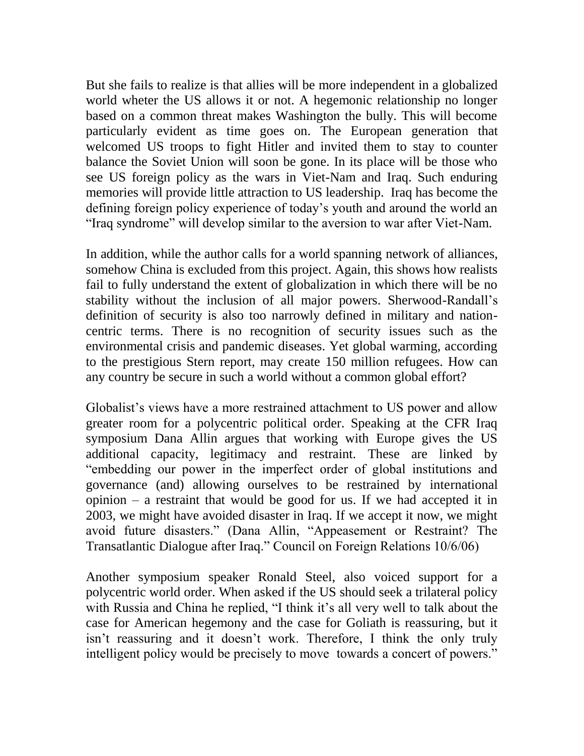But she fails to realize is that allies will be more independent in a globalized world wheter the US allows it or not. A hegemonic relationship no longer based on a common threat makes Washington the bully. This will become particularly evident as time goes on. The European generation that welcomed US troops to fight Hitler and invited them to stay to counter balance the Soviet Union will soon be gone. In its place will be those who see US foreign policy as the wars in Viet-Nam and Iraq. Such enduring memories will provide little attraction to US leadership. Iraq has become the defining foreign policy experience of today's youth and around the world an "Iraq syndrome" will develop similar to the aversion to war after Viet-Nam.

In addition, while the author calls for a world spanning network of alliances, somehow China is excluded from this project. Again, this shows how realists fail to fully understand the extent of globalization in which there will be no stability without the inclusion of all major powers. Sherwood-Randall's definition of security is also too narrowly defined in military and nation-centric terms. There is no recognition of security issues such as the environmental crisis and pandemic diseases. Yet global warming, according to the prestigious Stern report, may create 150 million refugees. How can any country be secure in such a world without a common global effort?

Globalist's views have a more restrained attachment to US power and allow greater room for a polycentric political order. Speaking at the CFR Iraq symposium Dana Allin argues that working with Europe gives the US additional capacity, legitimacy and restraint. These are linked by "embedding our power in the imperfect order of global institutions and governance (and) allowing ourselves to be restrained by international opinion – a restraint that would be good for us. If we had accepted it in 2003, we might have avoided disaster in Iraq. If we accept it now, we might avoid future disasters." (Dana Allin, "Appeasement or Restraint? The Transatlantic Dialogue after Iraq." Council on Foreign Relations 10/6/06)

Another symposium speaker Ronald Steel, also voiced support for a polycentric world order. When asked if the US should seek a trilateral policy with Russia and China he replied, "I think it's all very well to talk about the case for American hegemony and the case for Goliath is reassuring, but it isn't reassuring and it doesn't work. Therefore, I think the only truly intelligent policy would be precisely to move towards a concert of powers."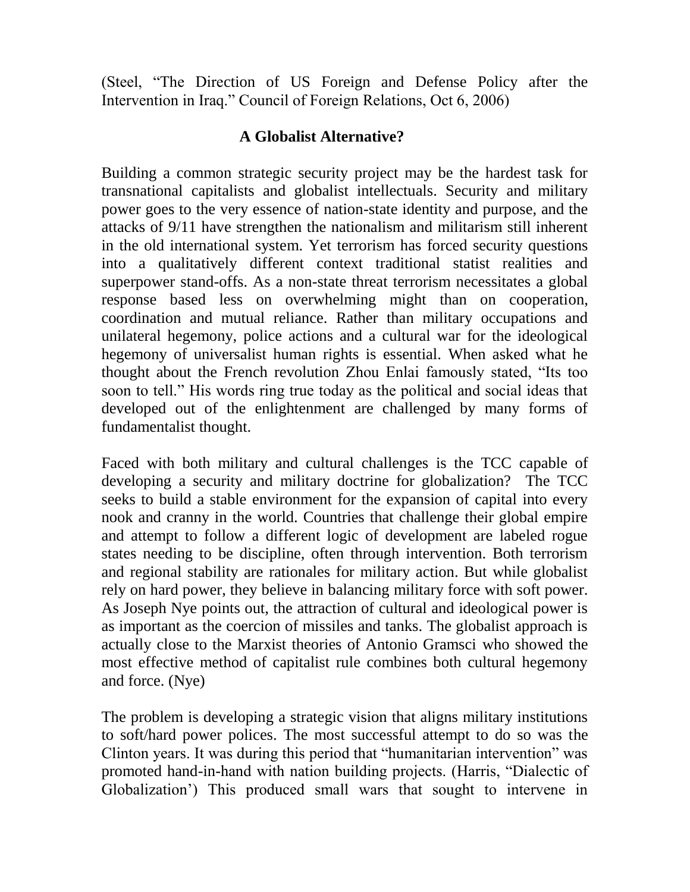(Steel, "The Direction of US Foreign and Defense Policy after the Intervention in Iraq." Council of Foreign Relations, Oct 6, 2006)

## A Globalist Alternative?

Building a common strategic security project may be the hardest task for transnational capitalists and globalist intellectuals. Security and military power goes to the very essence of nation-state identity and purpose, and the attacks of 9/11 have strengthen the nationalism and militarism still inherent in the old international system. Yet terrorism has forced security questions into a qualitatively different context traditional statist realities and superpower stand-offs. As a non-state threat terrorism necessitates a global response based less on overwhelming might than on cooperation, coordination and mutual reliance. Rather than military occupations and unilateral hegemony, police actions and a cultural war for the ideological hegemony of universalist human rights is essential. When asked what he thought about the French revolution Zhou Enlai famously stated, "Its too soon to tell." His words ring true today as the political and social ideas that developed out of the enlightenment are challenged by many forms of fundamentalist thought.

Faced with both military and cultural challenges is the TCC capable of developing a security and military doctrine for globalization? The TCC seeks to build a stable environment for the expansion of capital into every nook and cranny in the world. Countries that challenge their global empire and attempt to follow a different logic of development are labeled rogue states needing to be discipline, often through intervention. Both terrorism and regional stability are rationales for military action. But while globalist rely on hard power, they believe in balancing military force with soft power. As Joseph Nye points out, the attraction of cultural and ideological power is as important as the coercion of missiles and tanks. The globalist approach is actually close to the Marxist theories of Antonio Gramsci who showed the most effective method of capitalist rule combines both cultural hegemony and force. (Nye)

The problem is developing a strategic vision that aligns military institutions to soft/hard power polices. The most successful attempt to do so was the Clinton years. It was during this period that "humanitarian intervention" was promoted hand-in-hand with nation building projects. (Harris, "Dialectic of Globalization') This produced small wars that sought to intervene in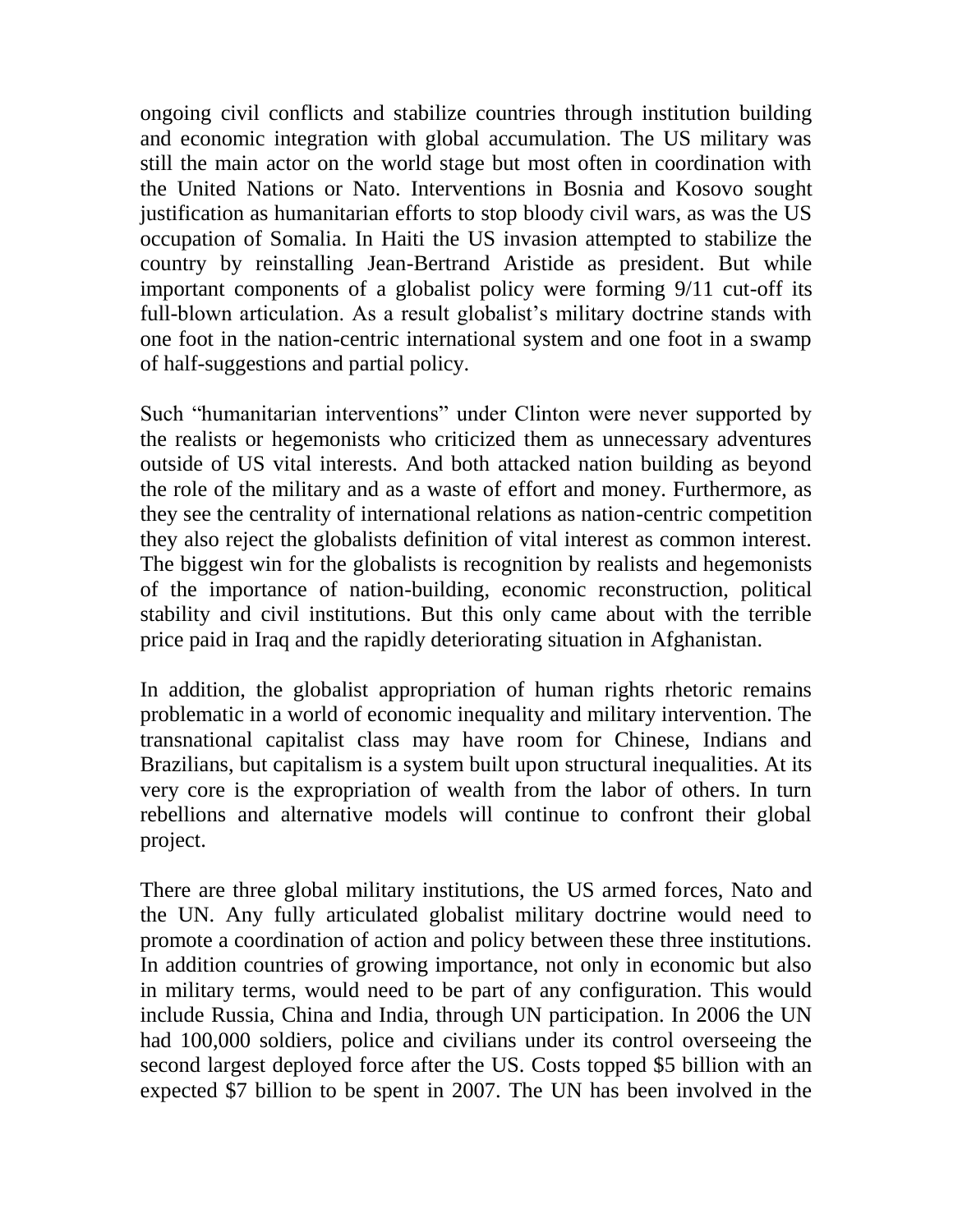ongoing civil conflicts and stabilize countries through institution building and economic integration with global accumulation. The US military was still the main actor on the world stage but most often in coordination with the United Nations or Nato. Interventions in Bosnia and Kosovo sought justification as humanitarian efforts to stop bloody civil wars, as was the US occupation of Somalia. In Haiti the US invasion attempted to stabilize the country by reinstalling Jean-Bertrand Aristide as president. But while important components of a globalist policy were forming 9/11 cut-off its full-blown articulation. As a result globalist's military doctrine stands with one foot in the nation-centric international system and one foot in a swamp of half-suggestions and partial policy.

Such "humanitarian interventions" under Clinton were never supported by the realists or hegemonists who criticized them as unnecessary adventures outside of US vital interests. And both attacked nation building as beyond the role of the military and as a waste of effort and money. Furthermore, as they see the centrality of international relations as nation-centric competition they also reject the globalists definition of vital interest as common interest. The biggest win for the globalists is recognition by realists and hegemonists of the importance of nation-building, economic reconstruction, political stability and civil institutions. But this only came about with the terrible price paid in Iraq and the rapidly deteriorating situation in Afghanistan.

In addition, the globalist appropriation of human rights rhetoric remains problematic in a world of economic inequality and military intervention. The transnational capitalist class may have room for Chinese, Indians and Brazilians, but capitalism is a system built upon structural inequalities. At its very core is the expropriation of wealth from the labor of others. In turn rebellions and alternative models will continue to confront their global project.

There are three global military institutions, the US armed forces, Nato and the UN. Any fully articulated globalist military doctrine would need to promote a coordination of action and policy between these three institutions. In addition countries of growing importance, not only in economic but also in military terms, would need to be part of any configuration. This would include Russia, China and India, through UN participation. In 2006 the UN had 100,000 soldiers, police and civilians under its control overseeing the second largest deployed force after the US. Costs topped \$5 billion with an expected \$7 billion to be spent in 2007. The UN has been involved in the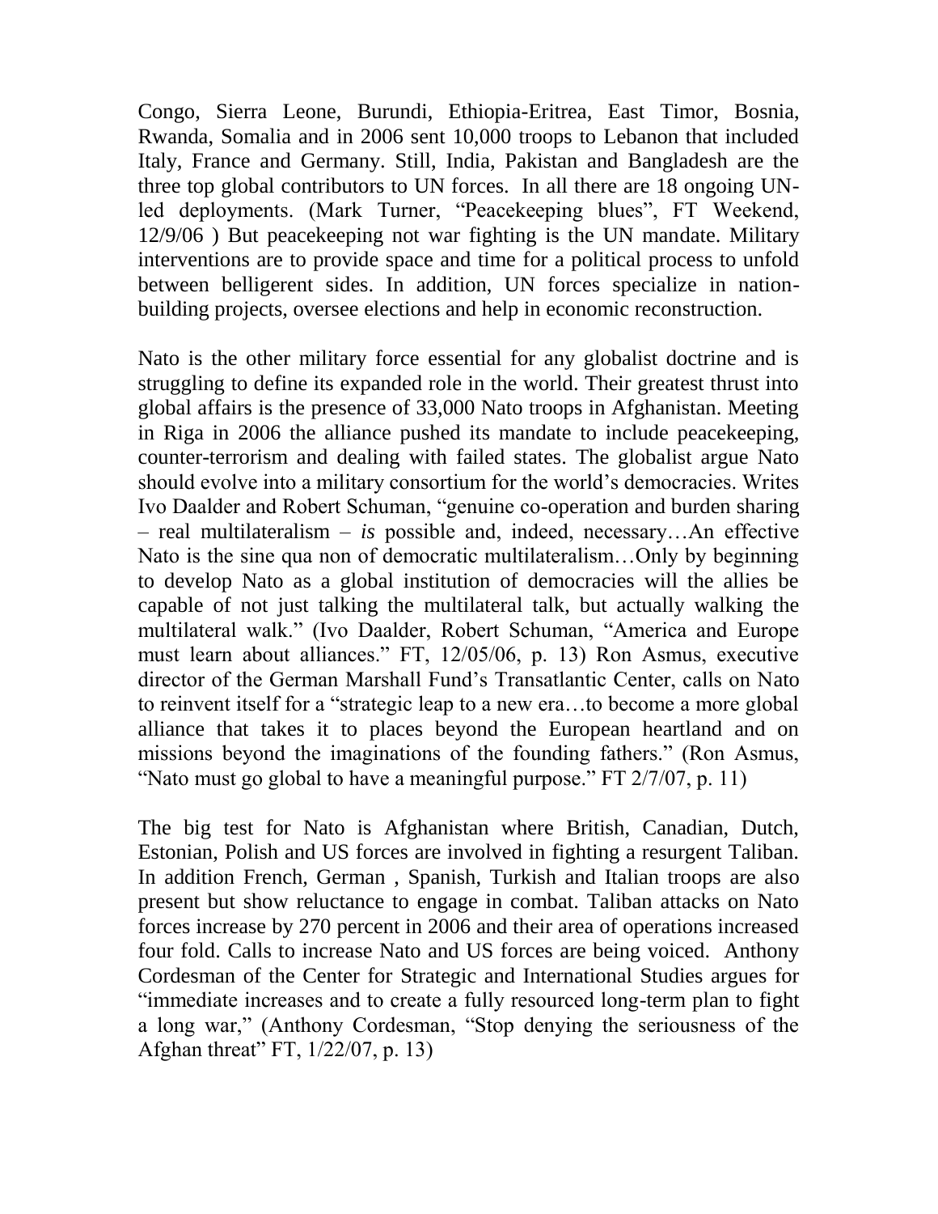Congo, Sierra Leone, Burundi, Ethiopia-Eritrea, East Timor, Bosnia, Rwanda, Somalia and in 2006 sent 10,000 troops to Lebanon that included Italy, France and Germany. Still, India, Pakistan and Bangladesh are the three top global contributors to UN forces. In all there are 18 ongoing UN-led deployments. (Mark Turner, "Peacekeeping blues", FT Weekend, 12/9/06 ) But peacekeeping not war fighting is the UN mandate. Military interventions are to provide space and time for a political process to unfold between belligerent sides. In addition, UN forces specialize in nation-building projects, oversee elections and help in economic reconstruction.

Nato is the other military force essential for any globalist doctrine and is struggling to define its expanded role in the world. Their greatest thrust into global affairs is the presence of 33,000 Nato troops in Afghanistan. Meeting in Riga in 2006 the alliance pushed its mandate to include peacekeeping, counter-terrorism and dealing with failed states. The globalist argue Nato should evolve into a military consortium for the world's democracies. Writes Ivo Daalder and Robert Schuman, "genuine co-operation and burden sharing – real multilateralism – *is* possible and, indeed, necessary…An effective Nato is the sine qua non of democratic multilateralism…Only by beginning to develop Nato as a global institution of democracies will the allies be capable of not just talking the multilateral talk, but actually walking the multilateral walk." (Ivo Daalder, Robert Schuman, "America and Europe must learn about alliances." FT, 12/05/06, p. 13) Ron Asmus, executive director of the German Marshall Fund's Transatlantic Center, calls on Nato to reinvent itself for a "strategic leap to a new era…to become a more global alliance that takes it to places beyond the European heartland and on missions beyond the imaginations of the founding fathers." (Ron Asmus, "Nato must go global to have a meaningful purpose." FT 2/7/07, p. 11)

The big test for Nato is Afghanistan where British, Canadian, Dutch, Estonian, Polish and US forces are involved in fighting a resurgent Taliban. In addition French, German , Spanish, Turkish and Italian troops are also present but show reluctance to engage in combat. Taliban attacks on Nato forces increase by 270 percent in 2006 and their area of operations increased four fold. Calls to increase Nato and US forces are being voiced. Anthony Cordesman of the Center for Strategic and International Studies argues for "immediate increases and to create a fully resourced long-term plan to fight a long war," (Anthony Cordesman, "Stop denying the seriousness of the Afghan threat" FT, 1/22/07, p. 13)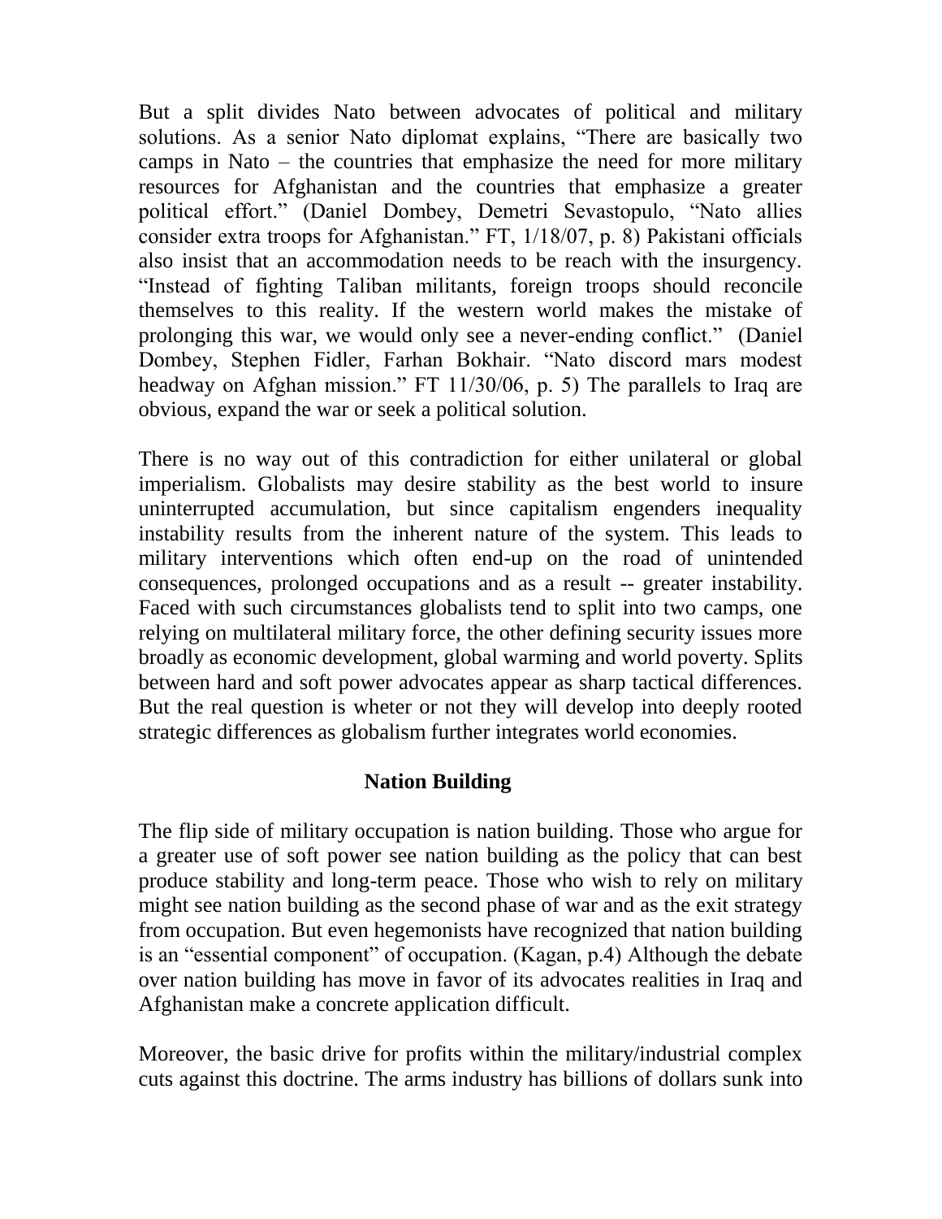But a split divides Nato between advocates of political and military solutions. As a senior Nato diplomat explains, "There are basically two camps in Nato – the countries that emphasize the need for more military resources for Afghanistan and the countries that emphasize a greater political effort." (Daniel Dombey, Demetri Sevastopulo, "Nato allies consider extra troops for Afghanistan." FT, 1/18/07, p. 8) Pakistani officials also insist that an accommodation needs to be reach with the insurgency. "Instead of fighting Taliban militants, foreign troops should reconcile themselves to this reality. If the western world makes the mistake of prolonging this war, we would only see a never-ending conflict." (Daniel Dombey, Stephen Fidler, Farhan Bokhair. "Nato discord mars modest headway on Afghan mission." FT 11/30/06, p. 5) The parallels to Iraq are obvious, expand the war or seek a political solution.

There is no way out of this contradiction for either unilateral or global imperialism. Globalists may desire stability as the best world to insure uninterrupted accumulation, but since capitalism engenders inequality instability results from the inherent nature of the system. This leads to military interventions which often end-up on the road of unintended consequences, prolonged occupations and as a result -- greater instability. Faced with such circumstances globalists tend to split into two camps, one relying on multilateral military force, the other defining security issues more broadly as economic development, global warming and world poverty. Splits between hard and soft power advocates appear as sharp tactical differences. But the real question is wheter or not they will develop into deeply rooted strategic differences as globalism further integrates world economies.

## Nation Building

The flip side of military occupation is nation building. Those who argue for a greater use of soft power see nation building as the policy that can best produce stability and long-term peace. Those who wish to rely on military might see nation building as the second phase of war and as the exit strategy from occupation. But even hegemonists have recognized that nation building is an "essential component" of occupation. (Kagan, p.4) Although the debate over nation building has move in favor of its advocates realities in Iraq and Afghanistan make a concrete application difficult.

Moreover, the basic drive for profits within the military/industrial complex cuts against this doctrine. The arms industry has billions of dollars sunk into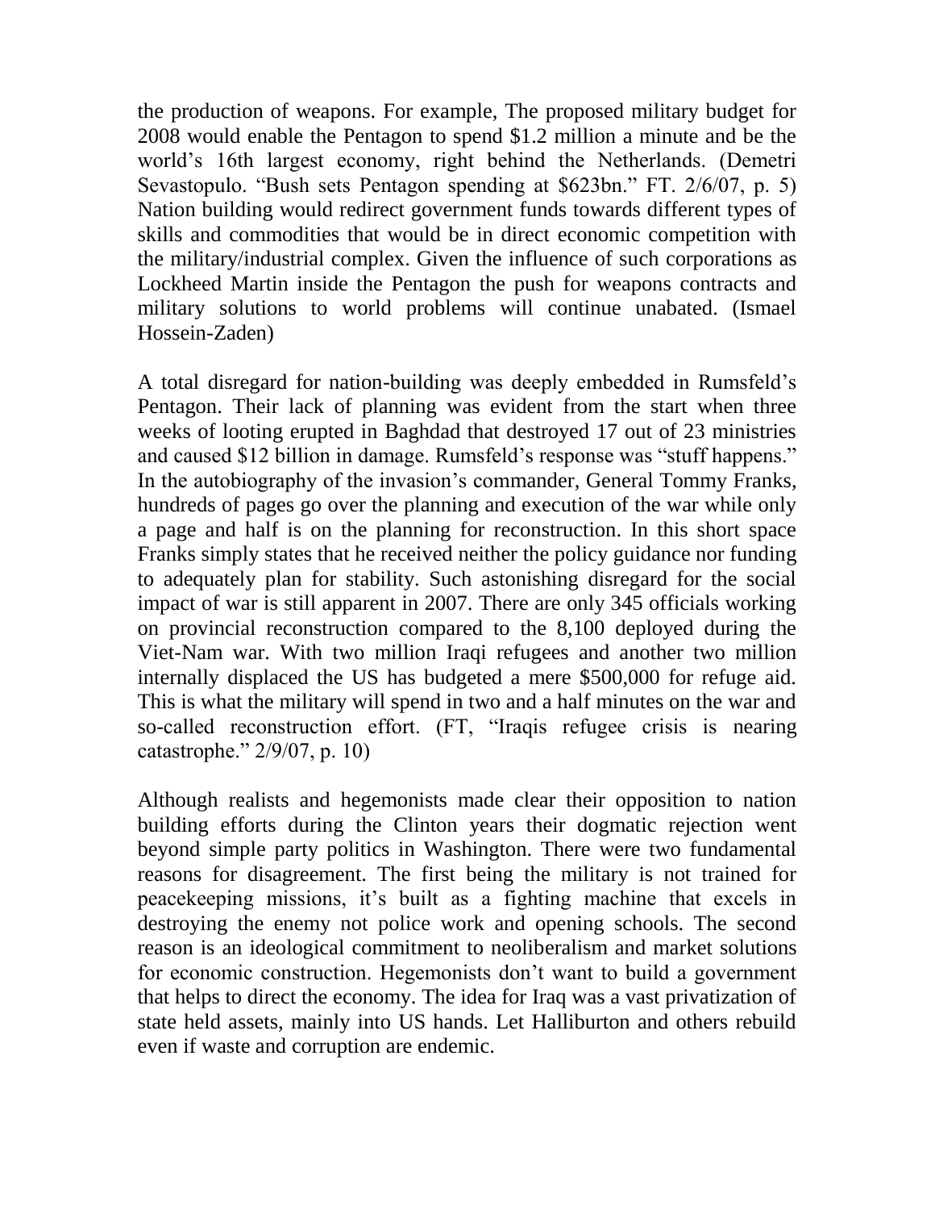the production of weapons. For example, The proposed military budget for 2008 would enable the Pentagon to spend $1.2 million a minute and be the world's 16th largest economy, right behind the Netherlands. (Demetri Sevastopulo. "Bush sets Pentagon spending at $623bn." FT. 2/6/07, p. 5) Nation building would redirect government funds towards different types of skills and commodities that would be in direct economic competition with the military/industrial complex. Given the influence of such corporations as Lockheed Martin inside the Pentagon the push for weapons contracts and military solutions to world problems will continue unabated. (Ismael Hossein-Zaden)

A total disregard for nation-building was deeply embedded in Rumsfeld's Pentagon. Their lack of planning was evident from the start when three weeks of looting erupted in Baghdad that destroyed 17 out of 23 ministries and caused $12 billion in damage. Rumsfeld's response was "stuff happens." In the autobiography of the invasion's commander, General Tommy Franks, hundreds of pages go over the planning and execution of the war while only a page and half is on the planning for reconstruction. In this short space Franks simply states that he received neither the policy guidance nor funding to adequately plan for stability. Such astonishing disregard for the social impact of war is still apparent in 2007. There are only 345 officials working on provincial reconstruction compared to the 8,100 deployed during the Viet-Nam war. With two million Iraqi refugees and another two million internally displaced the US has budgeted a mere $500,000 for refuge aid. This is what the military will spend in two and a half minutes on the war and so-called reconstruction effort. (FT, "Iraqis refugee crisis is nearing catastrophe." 2/9/07, p. 10)

Although realists and hegemonists made clear their opposition to nation building efforts during the Clinton years their dogmatic rejection went beyond simple party politics in Washington. There were two fundamental reasons for disagreement. The first being the military is not trained for peacekeeping missions, it's built as a fighting machine that excels in destroying the enemy not police work and opening schools. The second reason is an ideological commitment to neoliberalism and market solutions for economic construction. Hegemonists don't want to build a government that helps to direct the economy. The idea for Iraq was a vast privatization of state held assets, mainly into US hands. Let Halliburton and others rebuild even if waste and corruption are endemic.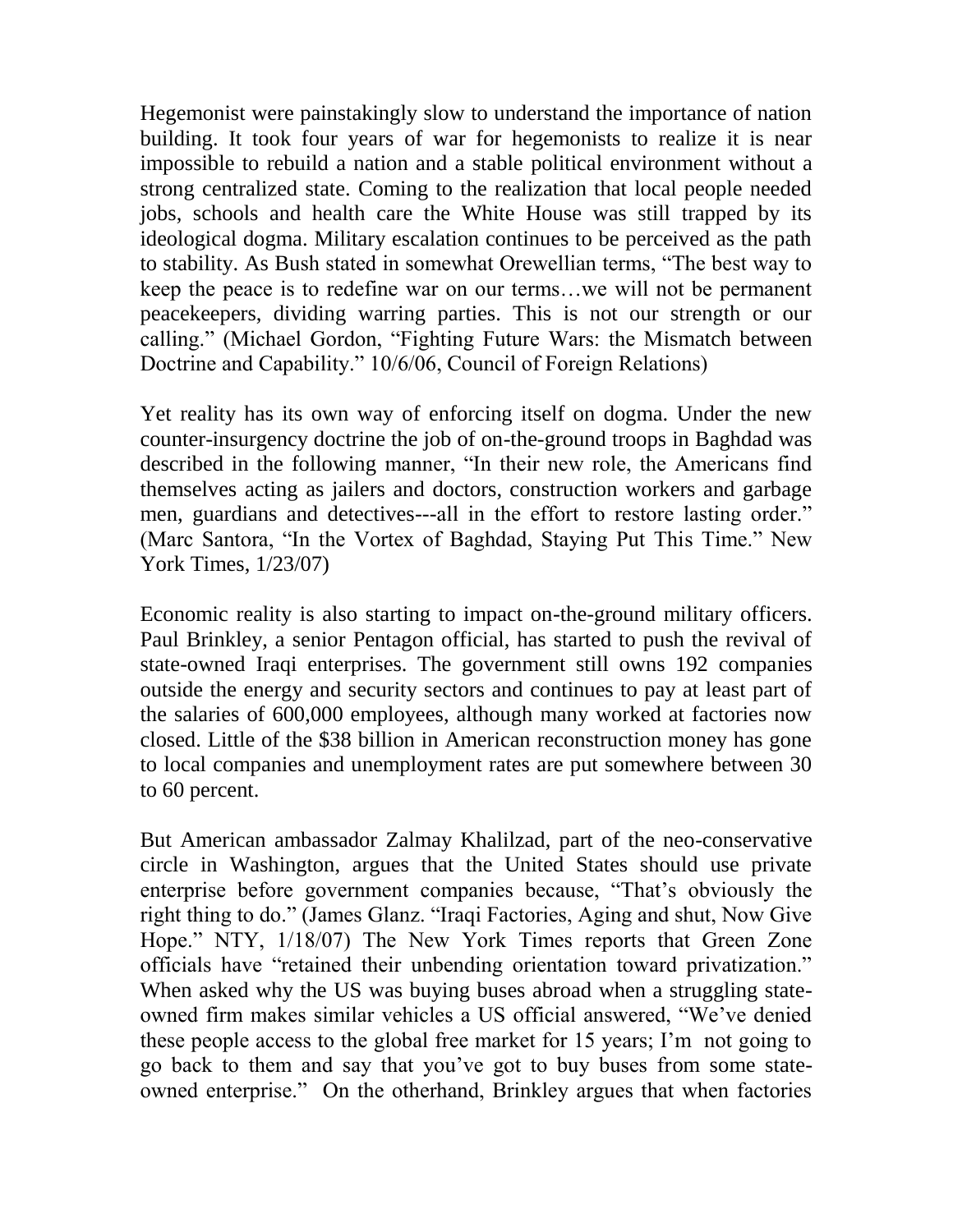Hegemonist were painstakingly slow to understand the importance of nation building. It took four years of war for hegemonists to realize it is near impossible to rebuild a nation and a stable political environment without a strong centralized state. Coming to the realization that local people needed jobs, schools and health care the White House was still trapped by its ideological dogma. Military escalation continues to be perceived as the path to stability. As Bush stated in somewhat Orewellian terms, "The best way to keep the peace is to redefine war on our terms…we will not be permanent peacekeepers, dividing warring parties. This is not our strength or our calling." (Michael Gordon, "Fighting Future Wars: the Mismatch between Doctrine and Capability." 10/6/06, Council of Foreign Relations)

Yet reality has its own way of enforcing itself on dogma. Under the new counter-insurgency doctrine the job of on-the-ground troops in Baghdad was described in the following manner, "In their new role, the Americans find themselves acting as jailers and doctors, construction workers and garbage men, guardians and detectives---all in the effort to restore lasting order." (Marc Santora, "In the Vortex of Baghdad, Staying Put This Time." New York Times, 1/23/07)

Economic reality is also starting to impact on-the-ground military officers. Paul Brinkley, a senior Pentagon official, has started to push the revival of state-owned Iraqi enterprises. The government still owns 192 companies outside the energy and security sectors and continues to pay at least part of the salaries of 600,000 employees, although many worked at factories now closed. Little of the $38 billion in American reconstruction money has gone to local companies and unemployment rates are put somewhere between 30 to 60 percent.

But American ambassador Zalmay Khalilzad, part of the neo-conservative circle in Washington, argues that the United States should use private enterprise before government companies because, "That's obviously the right thing to do." (James Glanz. "Iraqi Factories, Aging and shut, Now Give Hope." NTY, 1/18/07) The New York Times reports that Green Zone officials have "retained their unbending orientation toward privatization." When asked why the US was buying buses abroad when a struggling state-owned firm makes similar vehicles a US official answered, "We've denied these people access to the global free market for 15 years; I'm not going to go back to them and say that you've got to buy buses from some state-owned enterprise." On the otherhand, Brinkley argues that when factories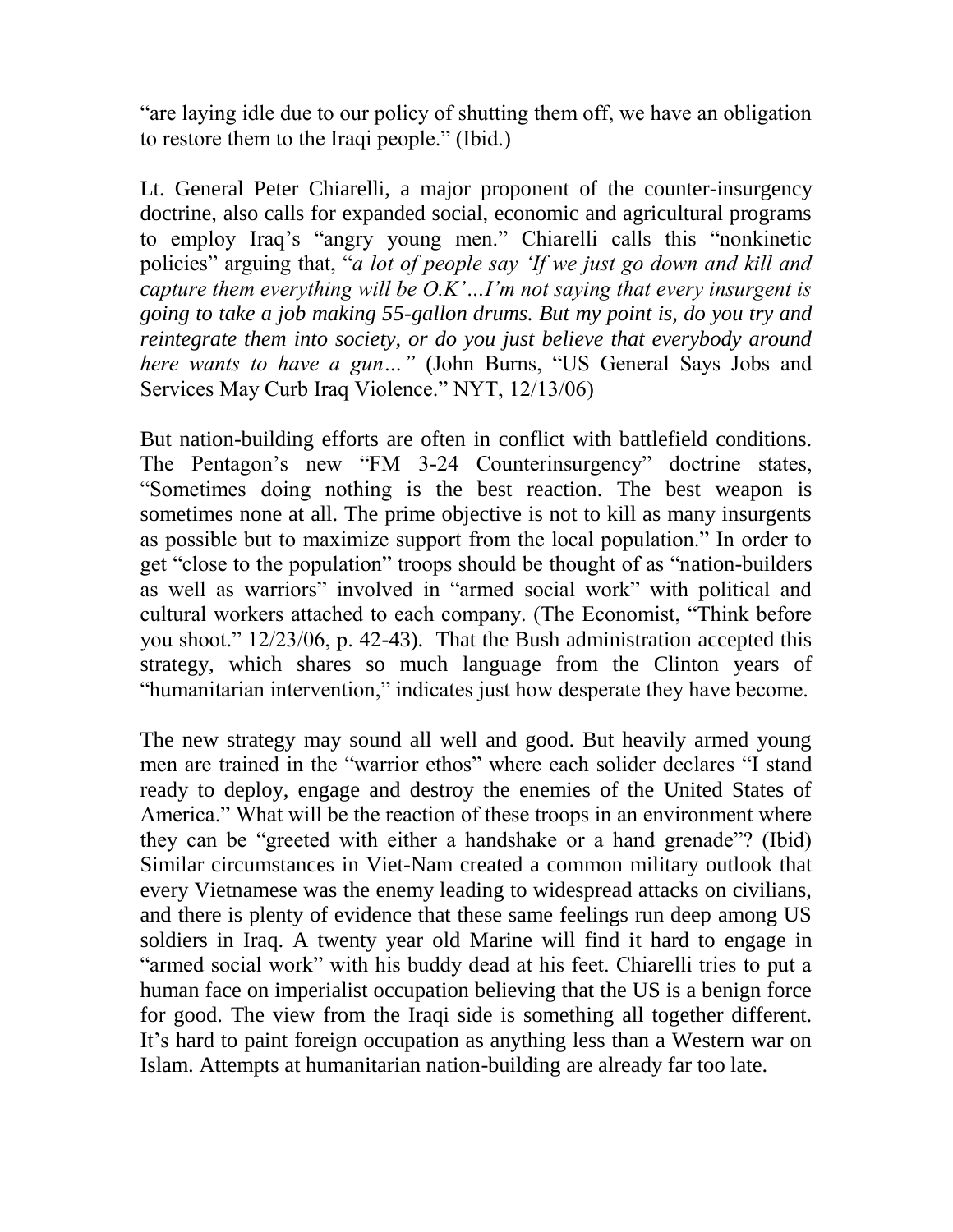"are laying idle due to our policy of shutting them off, we have an obligation to restore them to the Iraqi people." (Ibid.)

Lt. General Peter Chiarelli, a major proponent of the counter-insurgency doctrine, also calls for expanded social, economic and agricultural programs to employ Iraq's "angry young men." Chiarelli calls this "nonkinetic policies" arguing that, "*a lot of people say 'If we just go down and kill and capture them everything will be O.K'…I'm not saying that every insurgent is going to take a job making 55-gallon drums. But my point is, do you try and reintegrate them into society, or do you just believe that everybody around here wants to have a gun…"* (John Burns, "US General Says Jobs and Services May Curb Iraq Violence." NYT, 12/13/06)

But nation-building efforts are often in conflict with battlefield conditions. The Pentagon's new "FM 3-24 Counterinsurgency" doctrine states, "Sometimes doing nothing is the best reaction. The best weapon is sometimes none at all. The prime objective is not to kill as many insurgents as possible but to maximize support from the local population." In order to get "close to the population" troops should be thought of as "nation-builders as well as warriors" involved in "armed social work" with political and cultural workers attached to each company. (The Economist, "Think before you shoot." 12/23/06, p. 42-43). That the Bush administration accepted this strategy, which shares so much language from the Clinton years of "humanitarian intervention," indicates just how desperate they have become.

The new strategy may sound all well and good. But heavily armed young men are trained in the "warrior ethos" where each solider declares "I stand ready to deploy, engage and destroy the enemies of the United States of America." What will be the reaction of these troops in an environment where they can be "greeted with either a handshake or a hand grenade"? (Ibid) Similar circumstances in Viet-Nam created a common military outlook that every Vietnamese was the enemy leading to widespread attacks on civilians, and there is plenty of evidence that these same feelings run deep among US soldiers in Iraq. A twenty year old Marine will find it hard to engage in "armed social work" with his buddy dead at his feet. Chiarelli tries to put a human face on imperialist occupation believing that the US is a benign force for good. The view from the Iraqi side is something all together different. It's hard to paint foreign occupation as anything less than a Western war on Islam. Attempts at humanitarian nation-building are already far too late.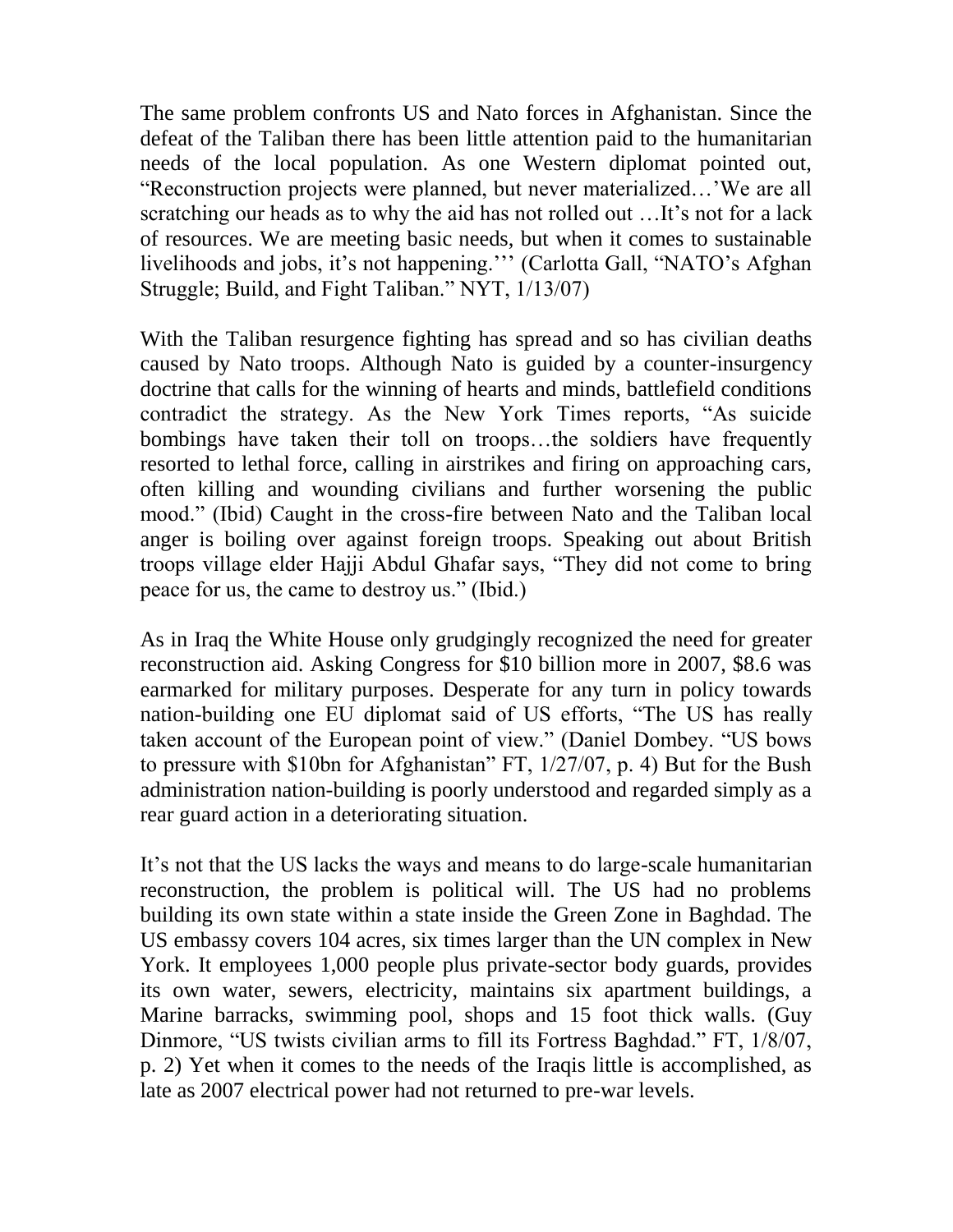The same problem confronts US and Nato forces in Afghanistan. Since the defeat of the Taliban there has been little attention paid to the humanitarian needs of the local population. As one Western diplomat pointed out, "Reconstruction projects were planned, but never materialized…'We are all scratching our heads as to why the aid has not rolled out …It's not for a lack of resources. We are meeting basic needs, but when it comes to sustainable livelihoods and jobs, it's not happening.''' (Carlotta Gall, "NATO's Afghan Struggle; Build, and Fight Taliban." NYT, 1/13/07)

With the Taliban resurgence fighting has spread and so has civilian deaths caused by Nato troops. Although Nato is guided by a counter-insurgency doctrine that calls for the winning of hearts and minds, battlefield conditions contradict the strategy. As the New York Times reports, "As suicide bombings have taken their toll on troops…the soldiers have frequently resorted to lethal force, calling in airstrikes and firing on approaching cars, often killing and wounding civilians and further worsening the public mood." (Ibid) Caught in the cross-fire between Nato and the Taliban local anger is boiling over against foreign troops. Speaking out about British troops village elder Hajji Abdul Ghafar says, "They did not come to bring peace for us, the came to destroy us." (Ibid.)

As in Iraq the White House only grudgingly recognized the need for greater reconstruction aid. Asking Congress for $10 billion more in 2007, $8.6 was earmarked for military purposes. Desperate for any turn in policy towards nation-building one EU diplomat said of US efforts, "The US has really taken account of the European point of view." (Daniel Dombey. "US bows to pressure with $10bn for Afghanistan" FT, 1/27/07, p. 4) But for the Bush administration nation-building is poorly understood and regarded simply as a rear guard action in a deteriorating situation.

It's not that the US lacks the ways and means to do large-scale humanitarian reconstruction, the problem is political will. The US had no problems building its own state within a state inside the Green Zone in Baghdad. The US embassy covers 104 acres, six times larger than the UN complex in New York. It employees 1,000 people plus private-sector body guards, provides its own water, sewers, electricity, maintains six apartment buildings, a Marine barracks, swimming pool, shops and 15 foot thick walls. (Guy Dinmore, "US twists civilian arms to fill its Fortress Baghdad." FT, 1/8/07, p. 2) Yet when it comes to the needs of the Iraqis little is accomplished, as late as 2007 electrical power had not returned to pre-war levels.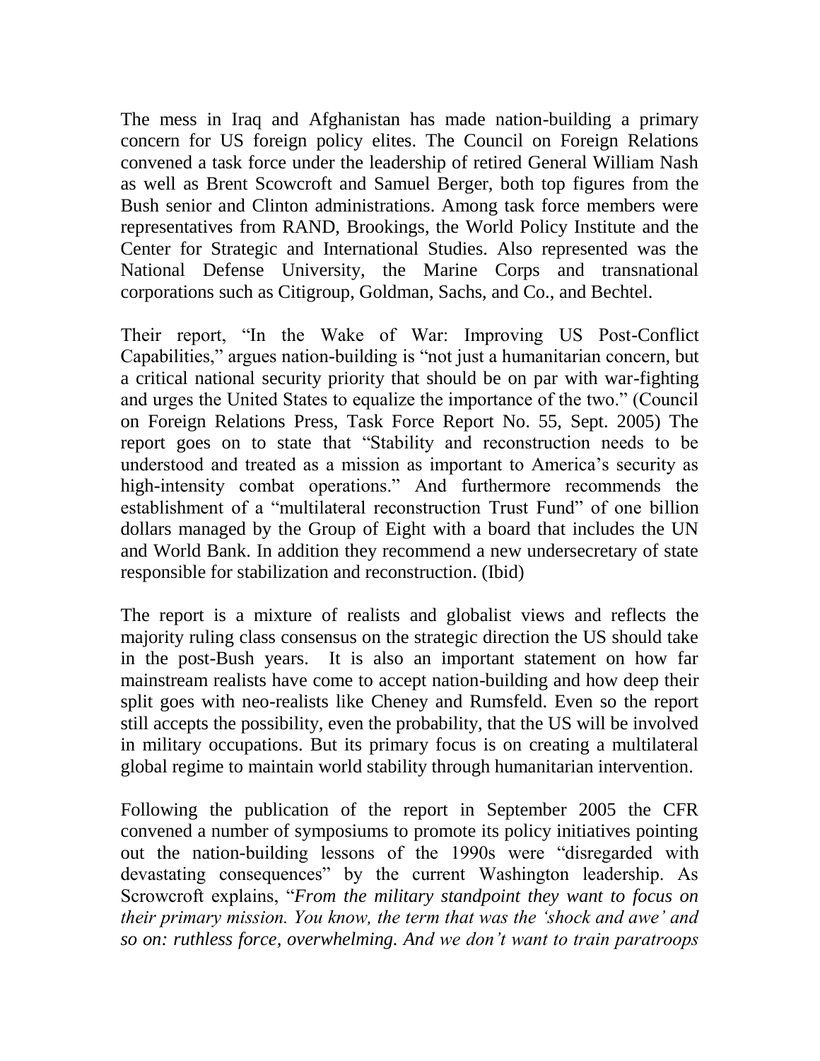The mess in Iraq and Afghanistan has made nation-building a primary concern for US foreign policy elites. The Council on Foreign Relations convened a task force under the leadership of retired General William Nash as well as Brent Scowcroft and Samuel Berger, both top figures from the Bush senior and Clinton administrations. Among task force members were representatives from RAND, Brookings, the World Policy Institute and the Center for Strategic and International Studies. Also represented was the National Defense University, the Marine Corps and transnational corporations such as Citigroup, Goldman, Sachs, and Co., and Bechtel.

Their report, "In the Wake of War: Improving US Post-Conflict Capabilities," argues nation-building is "not just a humanitarian concern, but a critical national security priority that should be on par with war-fighting and urges the United States to equalize the importance of the two." (Council on Foreign Relations Press, Task Force Report No. 55, Sept. 2005) The report goes on to state that "Stability and reconstruction needs to be understood and treated as a mission as important to America's security as high-intensity combat operations." And furthermore recommends the establishment of a "multilateral reconstruction Trust Fund" of one billion dollars managed by the Group of Eight with a board that includes the UN and World Bank. In addition they recommend a new undersecretary of state responsible for stabilization and reconstruction. (Ibid)

The report is a mixture of realists and globalist views and reflects the majority ruling class consensus on the strategic direction the US should take in the post-Bush years. It is also an important statement on how far mainstream realists have come to accept nation-building and how deep their split goes with neo-realists like Cheney and Rumsfeld. Even so the report still accepts the possibility, even the probability, that the US will be involved in military occupations. But its primary focus is on creating a multilateral global regime to maintain world stability through humanitarian intervention.

Following the publication of the report in September 2005 the CFR convened a number of symposiums to promote its policy initiatives pointing out the nation-building lessons of the 1990s were "disregarded with devastating consequences" by the current Washington leadership. As Scrowcroft explains, "*From the military standpoint they want to focus on their primary mission. You know, the term that was the 'shock and awe' and so on: ruthless force, overwhelming. And we don't want to train paratroops*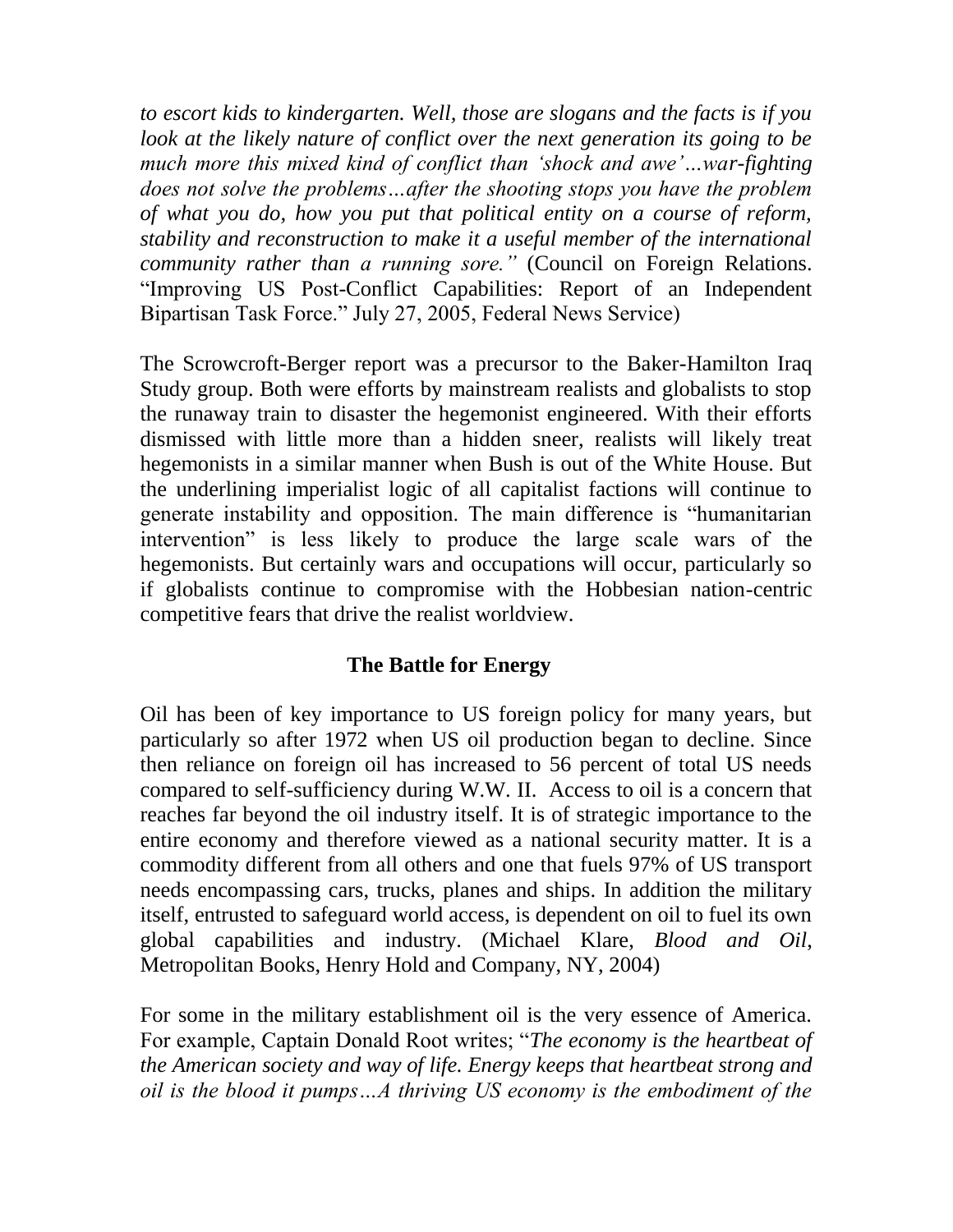*to escort kids to kindergarten. Well, those are slogans and the facts is if you look at the likely nature of conflict over the next generation its going to be much more this mixed kind of conflict than 'shock and awe'…war-fighting does not solve the problems…after the shooting stops you have the problem of what you do, how you put that political entity on a course of reform, stability and reconstruction to make it a useful member of the international community rather than a running sore."* (Council on Foreign Relations. "Improving US Post-Conflict Capabilities: Report of an Independent Bipartisan Task Force." July 27, 2005, Federal News Service)

The Scrowcroft-Berger report was a precursor to the Baker-Hamilton Iraq Study group. Both were efforts by mainstream realists and globalists to stop the runaway train to disaster the hegemonist engineered. With their efforts dismissed with little more than a hidden sneer, realists will likely treat hegemonists in a similar manner when Bush is out of the White House. But the underlining imperialist logic of all capitalist factions will continue to generate instability and opposition. The main difference is "humanitarian intervention" is less likely to produce the large scale wars of the hegemonists. But certainly wars and occupations will occur, particularly so if globalists continue to compromise with the Hobbesian nation-centric competitive fears that drive the realist worldview.

## The Battle for Energy

Oil has been of key importance to US foreign policy for many years, but particularly so after 1972 when US oil production began to decline. Since then reliance on foreign oil has increased to 56 percent of total US needs compared to self-sufficiency during W.W. II. Access to oil is a concern that reaches far beyond the oil industry itself. It is of strategic importance to the entire economy and therefore viewed as a national security matter. It is a commodity different from all others and one that fuels 97% of US transport needs encompassing cars, trucks, planes and ships. In addition the military itself, entrusted to safeguard world access, is dependent on oil to fuel its own global capabilities and industry. (Michael Klare, *Blood and Oil*, Metropolitan Books, Henry Hold and Company, NY, 2004)

For some in the military establishment oil is the very essence of America. For example, Captain Donald Root writes; "*The economy is the heartbeat of the American society and way of life. Energy keeps that heartbeat strong and oil is the blood it pumps…A thriving US economy is the embodiment of the*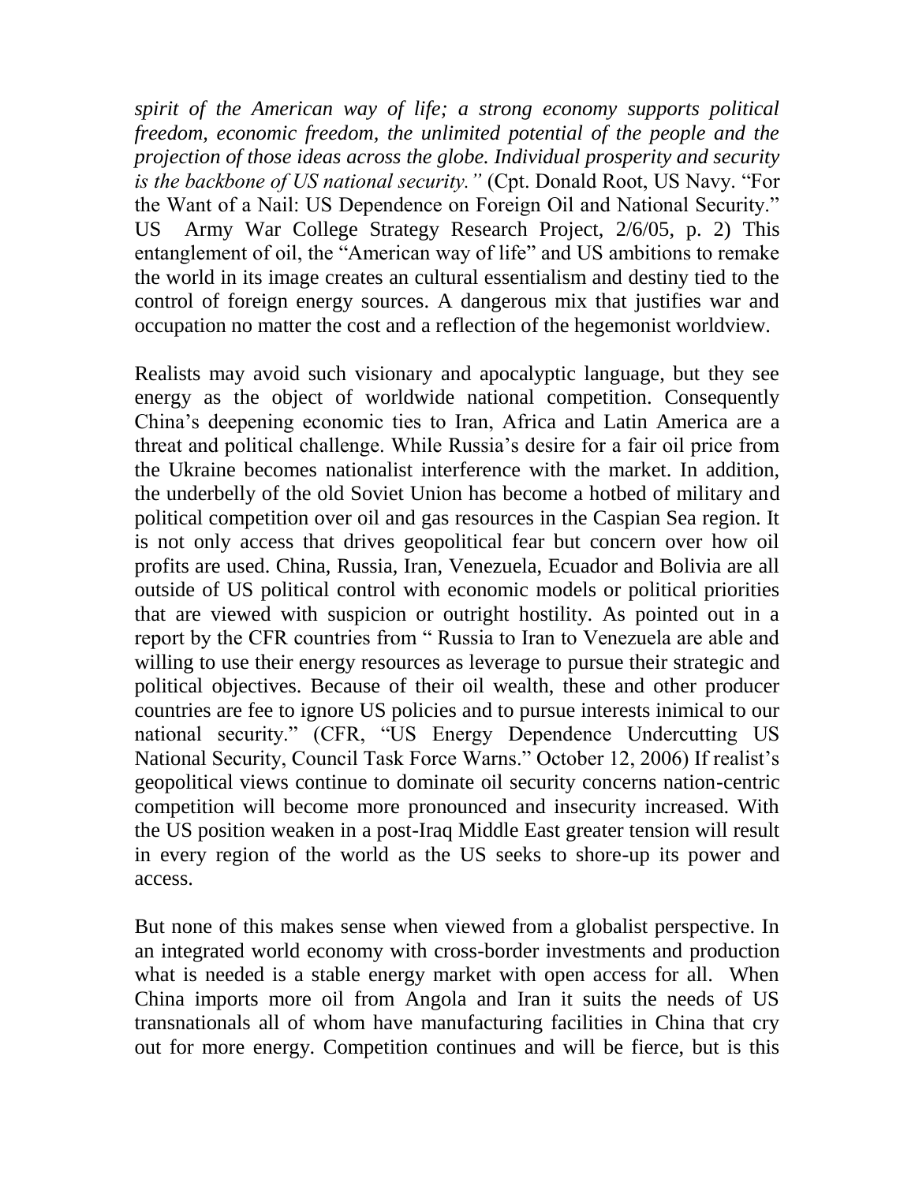*spirit of the American way of life; a strong economy supports political freedom, economic freedom, the unlimited potential of the people and the projection of those ideas across the globe. Individual prosperity and security is the backbone of US national security."* (Cpt. Donald Root, US Navy. "For the Want of a Nail: US Dependence on Foreign Oil and National Security." US Army War College Strategy Research Project, 2/6/05, p. 2) This entanglement of oil, the "American way of life" and US ambitions to remake the world in its image creates an cultural essentialism and destiny tied to the control of foreign energy sources. A dangerous mix that justifies war and occupation no matter the cost and a reflection of the hegemonist worldview.

Realists may avoid such visionary and apocalyptic language, but they see energy as the object of worldwide national competition. Consequently China's deepening economic ties to Iran, Africa and Latin America are a threat and political challenge. While Russia's desire for a fair oil price from the Ukraine becomes nationalist interference with the market. In addition, the underbelly of the old Soviet Union has become a hotbed of military and political competition over oil and gas resources in the Caspian Sea region. It is not only access that drives geopolitical fear but concern over how oil profits are used. China, Russia, Iran, Venezuela, Ecuador and Bolivia are all outside of US political control with economic models or political priorities that are viewed with suspicion or outright hostility. As pointed out in a report by the CFR countries from " Russia to Iran to Venezuela are able and willing to use their energy resources as leverage to pursue their strategic and political objectives. Because of their oil wealth, these and other producer countries are fee to ignore US policies and to pursue interests inimical to our national security." (CFR, "US Energy Dependence Undercutting US National Security, Council Task Force Warns." October 12, 2006) If realist's geopolitical views continue to dominate oil security concerns nation-centric competition will become more pronounced and insecurity increased. With the US position weaken in a post-Iraq Middle East greater tension will result in every region of the world as the US seeks to shore-up its power and access.

But none of this makes sense when viewed from a globalist perspective. In an integrated world economy with cross-border investments and production what is needed is a stable energy market with open access for all. When China imports more oil from Angola and Iran it suits the needs of US transnationals all of whom have manufacturing facilities in China that cry out for more energy. Competition continues and will be fierce, but is this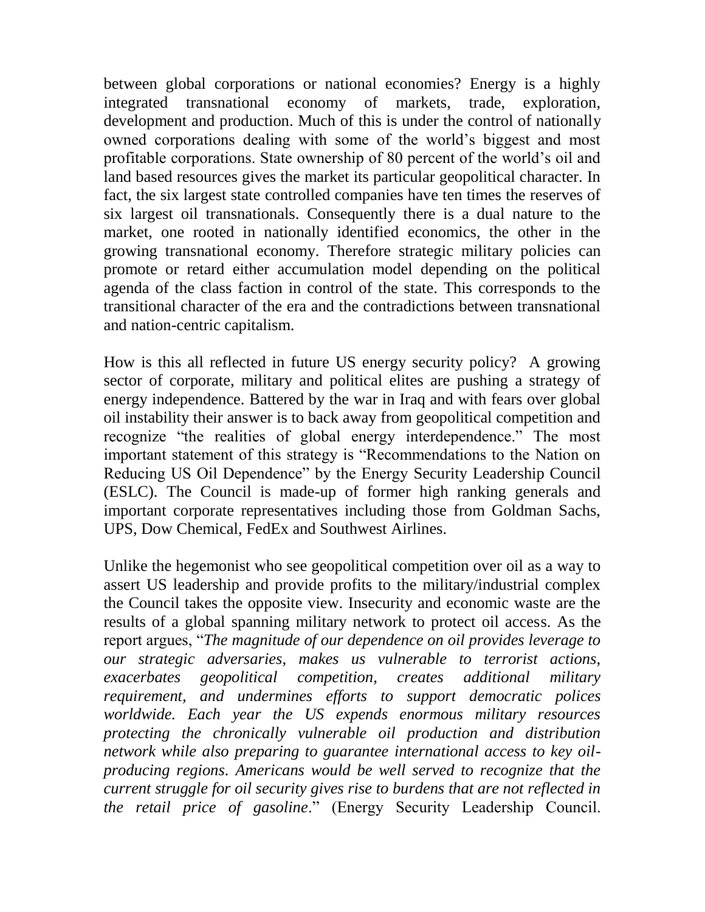between global corporations or national economies? Energy is a highly integrated transnational economy of markets, trade, exploration, development and production. Much of this is under the control of nationally owned corporations dealing with some of the world's biggest and most profitable corporations. State ownership of 80 percent of the world's oil and land based resources gives the market its particular geopolitical character. In fact, the six largest state controlled companies have ten times the reserves of six largest oil transnationals. Consequently there is a dual nature to the market, one rooted in nationally identified economics, the other in the growing transnational economy. Therefore strategic military policies can promote or retard either accumulation model depending on the political agenda of the class faction in control of the state. This corresponds to the transitional character of the era and the contradictions between transnational and nation-centric capitalism.

How is this all reflected in future US energy security policy? A growing sector of corporate, military and political elites are pushing a strategy of energy independence. Battered by the war in Iraq and with fears over global oil instability their answer is to back away from geopolitical competition and recognize "the realities of global energy interdependence." The most important statement of this strategy is "Recommendations to the Nation on Reducing US Oil Dependence" by the Energy Security Leadership Council (ESLC). The Council is made-up of former high ranking generals and important corporate representatives including those from Goldman Sachs, UPS, Dow Chemical, FedEx and Southwest Airlines.

Unlike the hegemonist who see geopolitical competition over oil as a way to assert US leadership and provide profits to the military/industrial complex the Council takes the opposite view. Insecurity and economic waste are the results of a global spanning military network to protect oil access. As the report argues, "*The magnitude of our dependence on oil provides leverage to our strategic adversaries, makes us vulnerable to terrorist actions, exacerbates geopolitical competition, creates additional military requirement, and undermines efforts to support democratic polices worldwide. Each year the US expends enormous military resources protecting the chronically vulnerable oil production and distribution network while also preparing to guarantee international access to key oil-producing regions. Americans would be well served to recognize that the current struggle for oil security gives rise to burdens that are not reflected in the retail price of gasoline*." (Energy Security Leadership Council.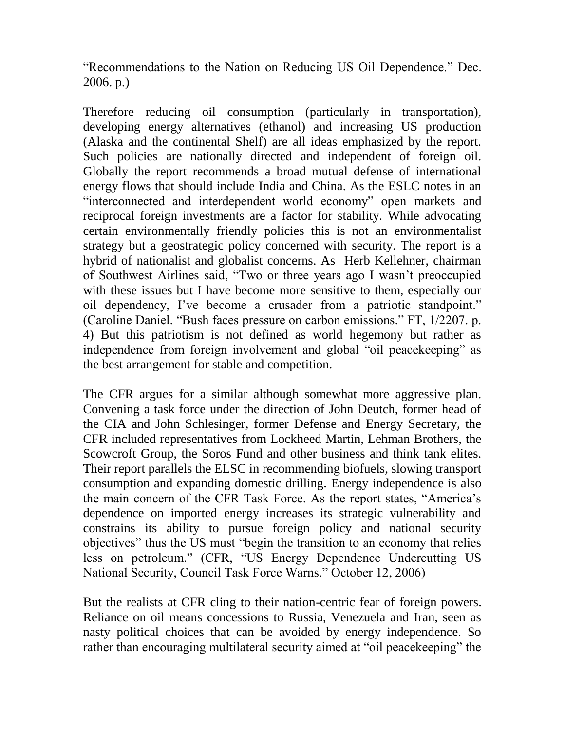"Recommendations to the Nation on Reducing US Oil Dependence." Dec. 2006. p.)

Therefore reducing oil consumption (particularly in transportation), developing energy alternatives (ethanol) and increasing US production (Alaska and the continental Shelf) are all ideas emphasized by the report. Such policies are nationally directed and independent of foreign oil. Globally the report recommends a broad mutual defense of international energy flows that should include India and China. As the ESLC notes in an "interconnected and interdependent world economy" open markets and reciprocal foreign investments are a factor for stability. While advocating certain environmentally friendly policies this is not an environmentalist strategy but a geostrategic policy concerned with security. The report is a hybrid of nationalist and globalist concerns. As Herb Kellehner, chairman of Southwest Airlines said, "Two or three years ago I wasn't preoccupied with these issues but I have become more sensitive to them, especially our oil dependency, I've become a crusader from a patriotic standpoint." (Caroline Daniel. "Bush faces pressure on carbon emissions." FT, 1/2207. p. 4) But this patriotism is not defined as world hegemony but rather as independence from foreign involvement and global "oil peacekeeping" as the best arrangement for stable and competition.

The CFR argues for a similar although somewhat more aggressive plan. Convening a task force under the direction of John Deutch, former head of the CIA and John Schlesinger, former Defense and Energy Secretary, the CFR included representatives from Lockheed Martin, Lehman Brothers, the Scowcroft Group, the Soros Fund and other business and think tank elites. Their report parallels the ELSC in recommending biofuels, slowing transport consumption and expanding domestic drilling. Energy independence is also the main concern of the CFR Task Force. As the report states, "America's dependence on imported energy increases its strategic vulnerability and constrains its ability to pursue foreign policy and national security objectives" thus the US must "begin the transition to an economy that relies less on petroleum." (CFR, "US Energy Dependence Undercutting US National Security, Council Task Force Warns." October 12, 2006)

But the realists at CFR cling to their nation-centric fear of foreign powers. Reliance on oil means concessions to Russia, Venezuela and Iran, seen as nasty political choices that can be avoided by energy independence. So rather than encouraging multilateral security aimed at "oil peacekeeping" the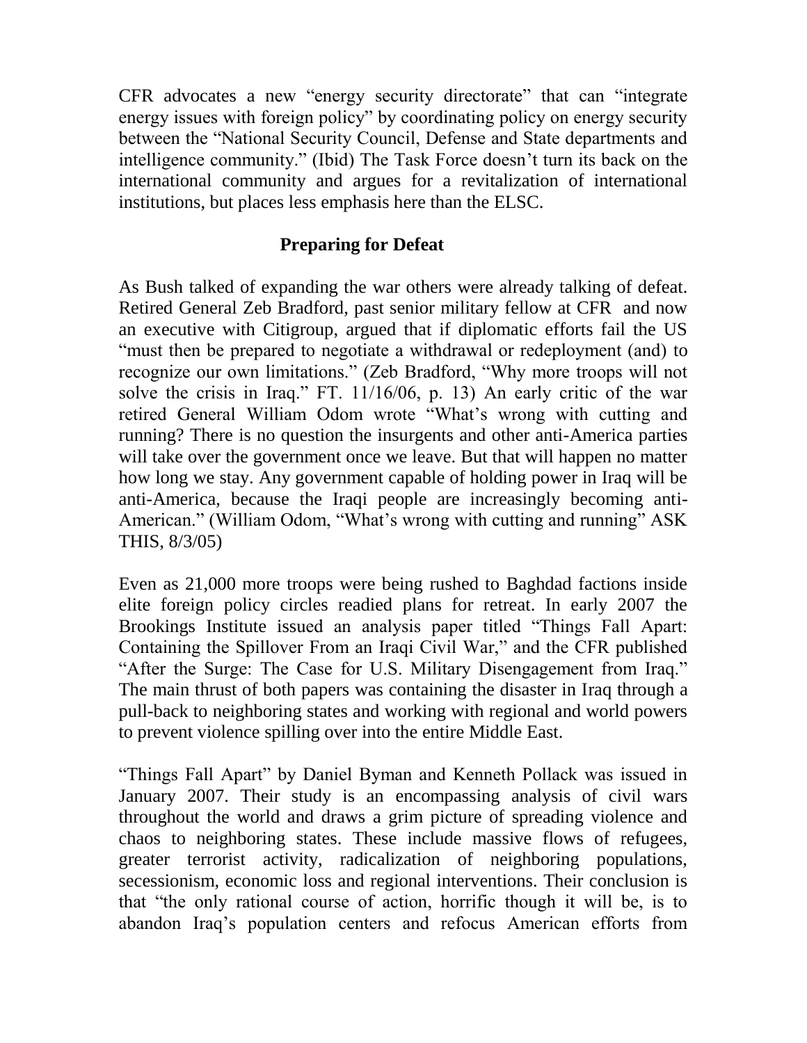CFR advocates a new "energy security directorate" that can "integrate energy issues with foreign policy" by coordinating policy on energy security between the "National Security Council, Defense and State departments and intelligence community." (Ibid) The Task Force doesn't turn its back on the international community and argues for a revitalization of international institutions, but places less emphasis here than the ELSC.

## Preparing for Defeat

As Bush talked of expanding the war others were already talking of defeat. Retired General Zeb Bradford, past senior military fellow at CFR and now an executive with Citigroup, argued that if diplomatic efforts fail the US "must then be prepared to negotiate a withdrawal or redeployment (and) to recognize our own limitations." (Zeb Bradford, "Why more troops will not solve the crisis in Iraq." FT. 11/16/06, p. 13) An early critic of the war retired General William Odom wrote "What's wrong with cutting and running? There is no question the insurgents and other anti-America parties will take over the government once we leave. But that will happen no matter how long we stay. Any government capable of holding power in Iraq will be anti-America, because the Iraqi people are increasingly becoming anti-American." (William Odom, "What's wrong with cutting and running" ASK THIS, 8/3/05)

Even as 21,000 more troops were being rushed to Baghdad factions inside elite foreign policy circles readied plans for retreat. In early 2007 the Brookings Institute issued an analysis paper titled "Things Fall Apart: Containing the Spillover From an Iraqi Civil War," and the CFR published "After the Surge: The Case for U.S. Military Disengagement from Iraq." The main thrust of both papers was containing the disaster in Iraq through a pull-back to neighboring states and working with regional and world powers to prevent violence spilling over into the entire Middle East.

"Things Fall Apart" by Daniel Byman and Kenneth Pollack was issued in January 2007. Their study is an encompassing analysis of civil wars throughout the world and draws a grim picture of spreading violence and chaos to neighboring states. These include massive flows of refugees, greater terrorist activity, radicalization of neighboring populations, secessionism, economic loss and regional interventions. Their conclusion is that "the only rational course of action, horrific though it will be, is to abandon Iraq's population centers and refocus American efforts from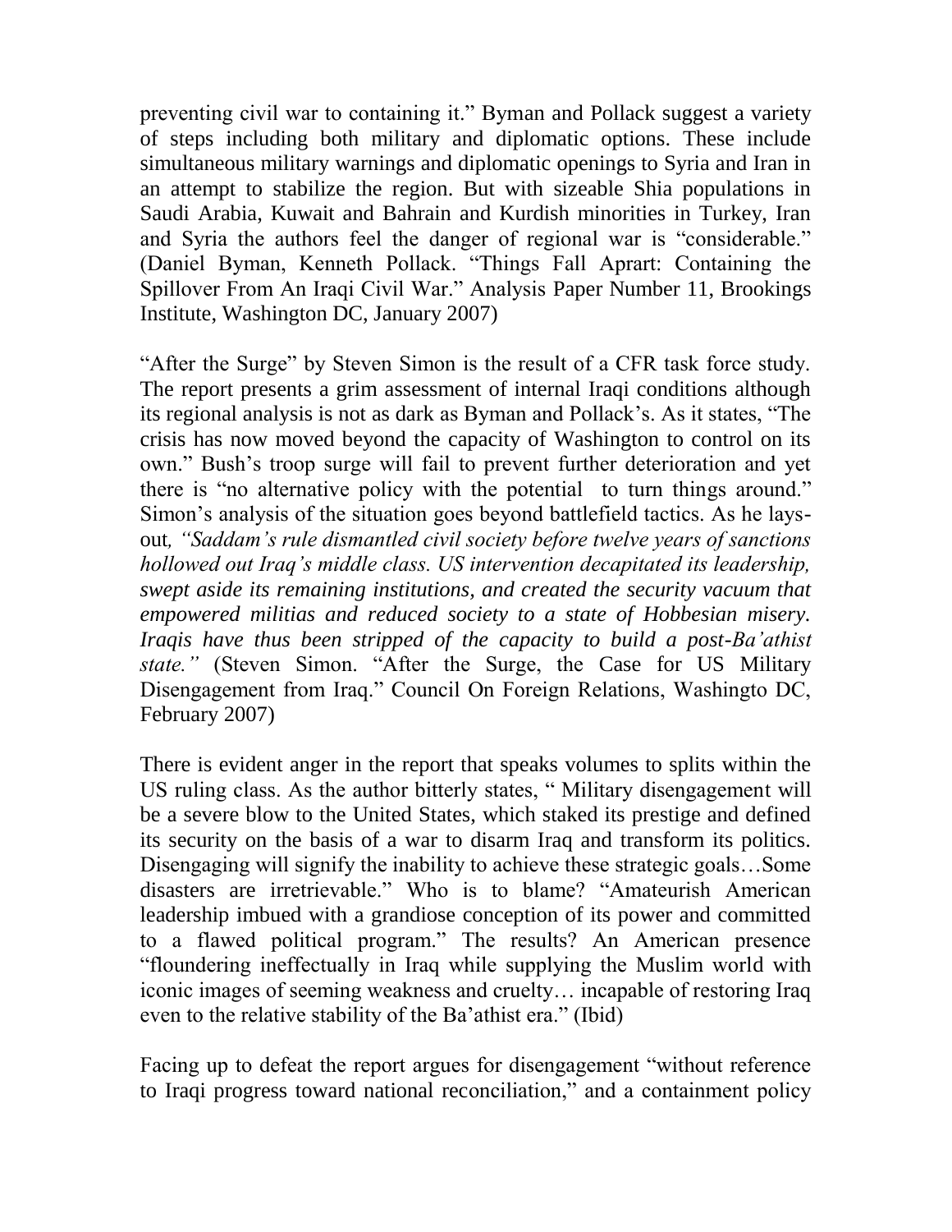preventing civil war to containing it." Byman and Pollack suggest a variety of steps including both military and diplomatic options. These include simultaneous military warnings and diplomatic openings to Syria and Iran in an attempt to stabilize the region. But with sizeable Shia populations in Saudi Arabia, Kuwait and Bahrain and Kurdish minorities in Turkey, Iran and Syria the authors feel the danger of regional war is "considerable." (Daniel Byman, Kenneth Pollack. "Things Fall Aprart: Containing the Spillover From An Iraqi Civil War." Analysis Paper Number 11, Brookings Institute, Washington DC, January 2007)

"After the Surge" by Steven Simon is the result of a CFR task force study. The report presents a grim assessment of internal Iraqi conditions although its regional analysis is not as dark as Byman and Pollack's. As it states, "The crisis has now moved beyond the capacity of Washington to control on its own." Bush's troop surge will fail to prevent further deterioration and yet there is "no alternative policy with the potential to turn things around." Simon's analysis of the situation goes beyond battlefield tactics. As he lays-out*, "Saddam's rule dismantled civil society before twelve years of sanctions hollowed out Iraq's middle class. US intervention decapitated its leadership, swept aside its remaining institutions, and created the security vacuum that empowered militias and reduced society to a state of Hobbesian misery. Iraqis have thus been stripped of the capacity to build a post-Ba'athist state."* (Steven Simon. "After the Surge, the Case for US Military Disengagement from Iraq." Council On Foreign Relations, Washingto DC, February 2007)

There is evident anger in the report that speaks volumes to splits within the US ruling class. As the author bitterly states, " Military disengagement will be a severe blow to the United States, which staked its prestige and defined its security on the basis of a war to disarm Iraq and transform its politics. Disengaging will signify the inability to achieve these strategic goals…Some disasters are irretrievable." Who is to blame? "Amateurish American leadership imbued with a grandiose conception of its power and committed to a flawed political program." The results? An American presence "floundering ineffectually in Iraq while supplying the Muslim world with iconic images of seeming weakness and cruelty… incapable of restoring Iraq even to the relative stability of the Ba'athist era." (Ibid)

Facing up to defeat the report argues for disengagement "without reference to Iraqi progress toward national reconciliation," and a containment policy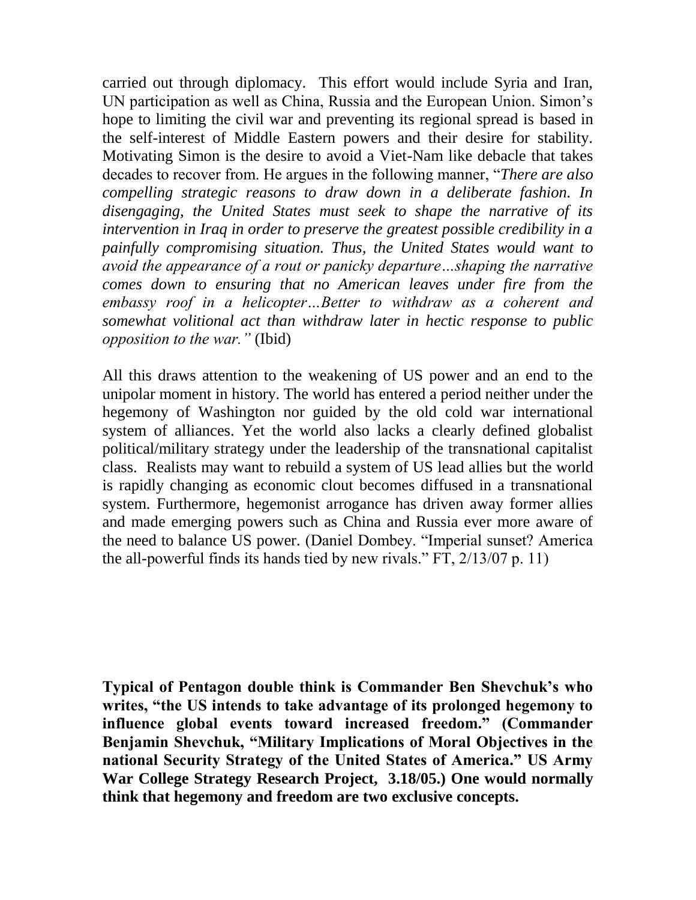carried out through diplomacy. This effort would include Syria and Iran, UN participation as well as China, Russia and the European Union. Simon's hope to limiting the civil war and preventing its regional spread is based in the self-interest of Middle Eastern powers and their desire for stability. Motivating Simon is the desire to avoid a Viet-Nam like debacle that takes decades to recover from. He argues in the following manner, "*There are also compelling strategic reasons to draw down in a deliberate fashion. In disengaging, the United States must seek to shape the narrative of its intervention in Iraq in order to preserve the greatest possible credibility in a painfully compromising situation. Thus, the United States would want to avoid the appearance of a rout or panicky departure…shaping the narrative comes down to ensuring that no American leaves under fire from the embassy roof in a helicopter…Better to withdraw as a coherent and somewhat volitional act than withdraw later in hectic response to public opposition to the war."* (Ibid)

All this draws attention to the weakening of US power and an end to the unipolar moment in history. The world has entered a period neither under the hegemony of Washington nor guided by the old cold war international system of alliances. Yet the world also lacks a clearly defined globalist political/military strategy under the leadership of the transnational capitalist class. Realists may want to rebuild a system of US lead allies but the world is rapidly changing as economic clout becomes diffused in a transnational system. Furthermore, hegemonist arrogance has driven away former allies and made emerging powers such as China and Russia ever more aware of the need to balance US power. (Daniel Dombey. "Imperial sunset? America the all-powerful finds its hands tied by new rivals." FT, 2/13/07 p. 11)

**Typical of Pentagon double think is Commander Ben Shevchuk's who writes, "the US intends to take advantage of its prolonged hegemony to influence global events toward increased freedom." (Commander Benjamin Shevchuk, "Military Implications of Moral Objectives in the national Security Strategy of the United States of America." US Army War College Strategy Research Project, 3.18/05.) One would normally think that hegemony and freedom are two exclusive concepts.**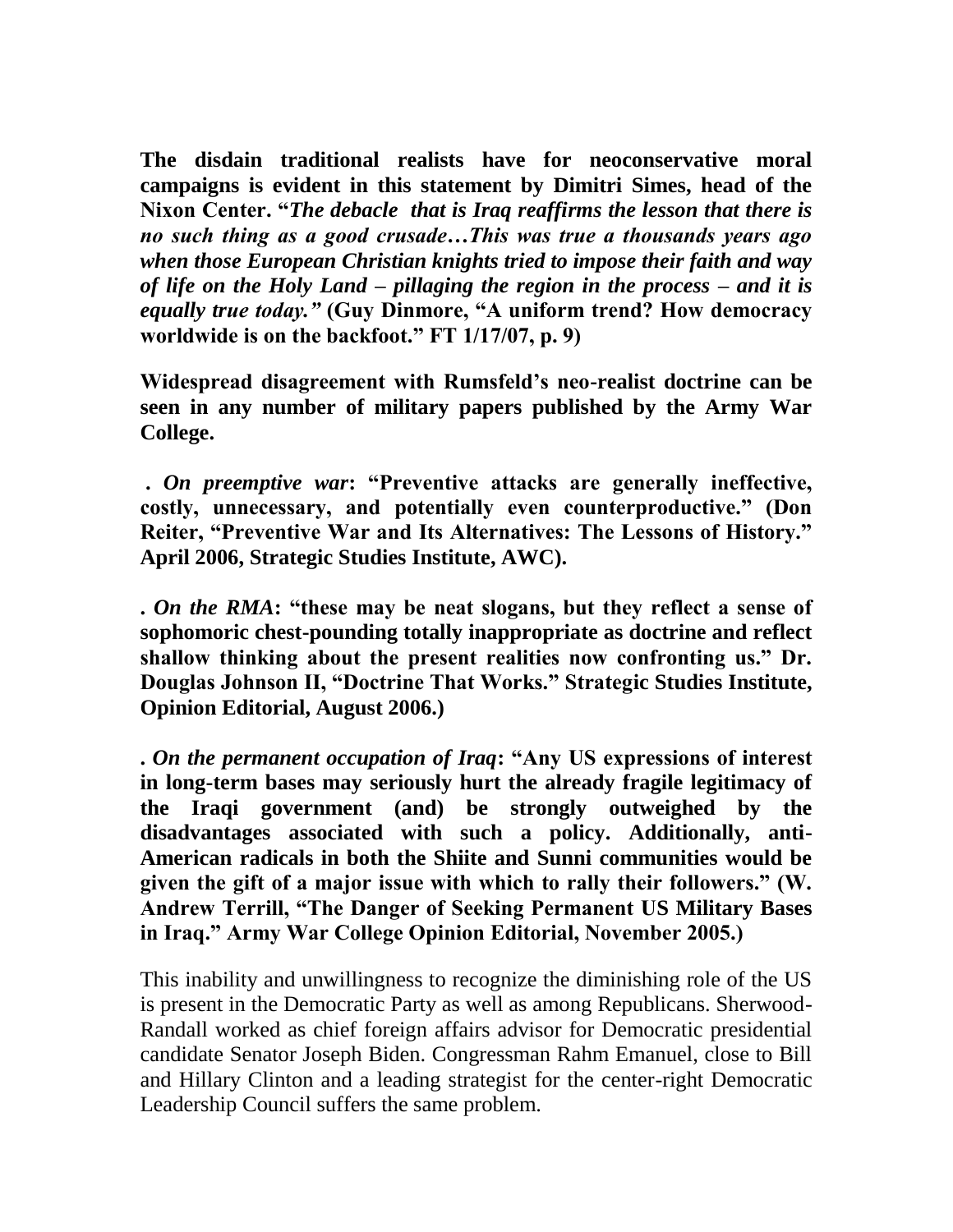**The disdain traditional realists have for neoconservative moral campaigns is evident in this statement by Dimitri Simes, head of the Nixon Center. "*The debacle that is Iraq reaffirms the lesson that there is no such thing as a good crusade…This was true a thousands years ago when those European Christian knights tried to impose their faith and way of life on the Holy Land – pillaging the region in the process – and it is equally true today."* (Guy Dinmore, "A uniform trend? How democracy worldwide is on the backfoot." FT 1/17/07, p. 9)**

**Widespread disagreement with Rumsfeld's neo-realist doctrine can be seen in any number of military papers published by the Army War College.**

**. *On preemptive war*: "Preventive attacks are generally ineffective, costly, unnecessary, and potentially even counterproductive." (Don Reiter, "Preventive War and Its Alternatives: The Lessons of History." April 2006, Strategic Studies Institute, AWC).**

**. *On the RMA*: "these may be neat slogans, but they reflect a sense of sophomoric chest-pounding totally inappropriate as doctrine and reflect shallow thinking about the present realities now confronting us." Dr. Douglas Johnson II, "Doctrine That Works." Strategic Studies Institute, Opinion Editorial, August 2006.)**

**. *On the permanent occupation of Iraq*: "Any US expressions of interest in long-term bases may seriously hurt the already fragile legitimacy of the Iraqi government (and) be strongly outweighed by the disadvantages associated with such a policy. Additionally, anti-American radicals in both the Shiite and Sunni communities would be given the gift of a major issue with which to rally their followers." (W. Andrew Terrill, "The Danger of Seeking Permanent US Military Bases in Iraq." Army War College Opinion Editorial, November 2005.)**

This inability and unwillingness to recognize the diminishing role of the US is present in the Democratic Party as well as among Republicans. Sherwood-Randall worked as chief foreign affairs advisor for Democratic presidential candidate Senator Joseph Biden. Congressman Rahm Emanuel, close to Bill and Hillary Clinton and a leading strategist for the center-right Democratic Leadership Council suffers the same problem.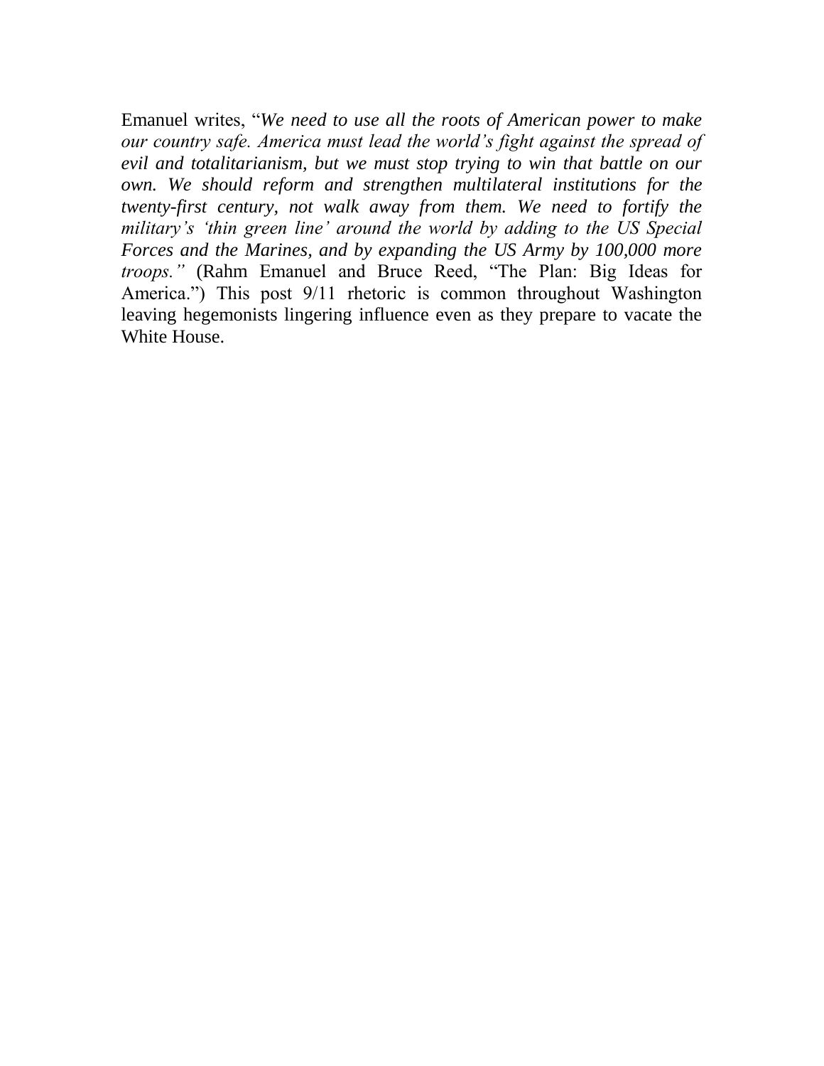Emanuel writes, "*We need to use all the roots of American power to make our country safe. America must lead the world's fight against the spread of evil and totalitarianism, but we must stop trying to win that battle on our own. We should reform and strengthen multilateral institutions for the twenty-first century, not walk away from them. We need to fortify the military's 'thin green line' around the world by adding to the US Special Forces and the Marines, and by expanding the US Army by 100,000 more troops."* (Rahm Emanuel and Bruce Reed, "The Plan: Big Ideas for America.") This post 9/11 rhetoric is common throughout Washington leaving hegemonists lingering influence even as they prepare to vacate the White House.